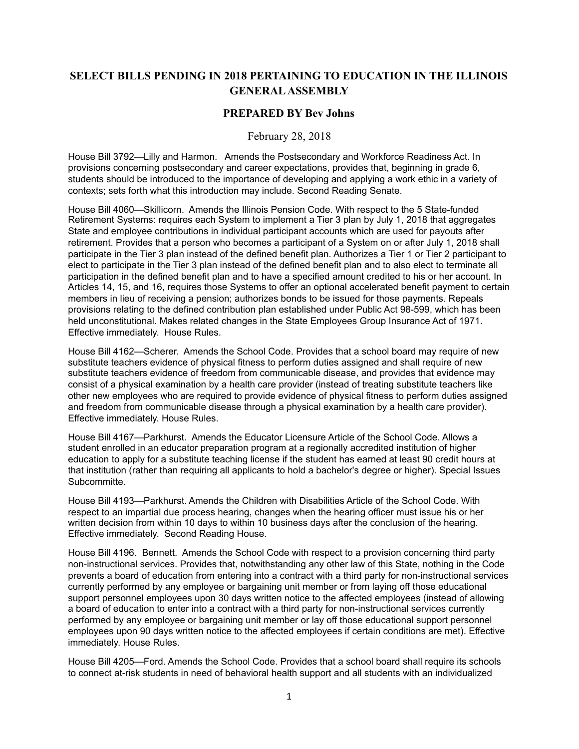## SELECT BILLS PENDING IN 2018 PERTAINING TO EDUCATION IN THE ILLINOIS GENERAL ASSEMBLY

### PREPARED BY Bev Johns

February 28, 2018

House Bill 3792—Lilly and Harmon. Amends the Postsecondary and Workforce Readiness Act. In provisions concerning postsecondary and career expectations, provides that, beginning in grade 6, students should be introduced to the importance of developing and applying a work ethic in a variety of contexts; sets forth what this introduction may include. Second Reading Senate.

House Bill 4060—Skillicorn. Amends the Illinois Pension Code. With respect to the 5 State-funded Retirement Systems: requires each System to implement a Tier 3 plan by July 1, 2018 that aggregates State and employee contributions in individual participant accounts which are used for payouts after retirement. Provides that a person who becomes a participant of a System on or after July 1, 2018 shall participate in the Tier 3 plan instead of the defined benefit plan. Authorizes a Tier 1 or Tier 2 participant to elect to participate in the Tier 3 plan instead of the defined benefit plan and to also elect to terminate all participation in the defined benefit plan and to have a specified amount credited to his or her account. In Articles 14, 15, and 16, requires those Systems to offer an optional accelerated benefit payment to certain members in lieu of receiving a pension; authorizes bonds to be issued for those payments. Repeals provisions relating to the defined contribution plan established under Public Act 98-599, which has been held unconstitutional. Makes related changes in the State Employees Group Insurance Act of 1971. Effective immediately. House Rules.

House Bill 4162—Scherer. Amends the School Code. Provides that a school board may require of new substitute teachers evidence of physical fitness to perform duties assigned and shall require of new substitute teachers evidence of freedom from communicable disease, and provides that evidence may consist of a physical examination by a health care provider (instead of treating substitute teachers like other new employees who are required to provide evidence of physical fitness to perform duties assigned and freedom from communicable disease through a physical examination by a health care provider). Effective immediately. House Rules.

House Bill 4167—Parkhurst. Amends the Educator Licensure Article of the School Code. Allows a student enrolled in an educator preparation program at a regionally accredited institution of higher education to apply for a substitute teaching license if the student has earned at least 90 credit hours at that institution (rather than requiring all applicants to hold a bachelor's degree or higher). Special Issues Subcommitte.

House Bill 4193—Parkhurst. Amends the Children with Disabilities Article of the School Code. With respect to an impartial due process hearing, changes when the hearing officer must issue his or her written decision from within 10 days to within 10 business days after the conclusion of the hearing. Effective immediately. Second Reading House.

House Bill 4196. Bennett. Amends the School Code with respect to a provision concerning third party non-instructional services. Provides that, notwithstanding any other law of this State, nothing in the Code prevents a board of education from entering into a contract with a third party for non-instructional services currently performed by any employee or bargaining unit member or from laying off those educational support personnel employees upon 30 days written notice to the affected employees (instead of allowing a board of education to enter into a contract with a third party for non-instructional services currently performed by any employee or bargaining unit member or lay off those educational support personnel employees upon 90 days written notice to the affected employees if certain conditions are met). Effective immediately. House Rules.

House Bill 4205—Ford. Amends the School Code. Provides that a school board shall require its schools to connect at-risk students in need of behavioral health support and all students with an individualized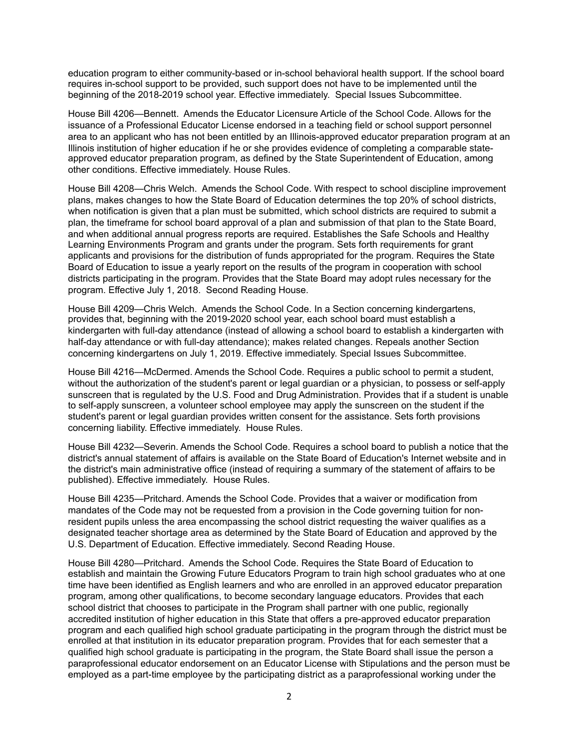education program to either community-based or in-school behavioral health support. If the school board requires in-school support to be provided, such support does not have to be implemented until the beginning of the 2018-2019 school year. Effective immediately. Special Issues Subcommittee.

House Bill 4206—Bennett. Amends the Educator Licensure Article of the School Code. Allows for the issuance of a Professional Educator License endorsed in a teaching field or school support personnel area to an applicant who has not been entitled by an Illinois-approved educator preparation program at an Illinois institution of higher education if he or she provides evidence of completing a comparable state-approved educator preparation program, as defined by the State Superintendent of Education, among other conditions. Effective immediately. House Rules.

House Bill 4208—Chris Welch. Amends the School Code. With respect to school discipline improvement plans, makes changes to how the State Board of Education determines the top 20% of school districts, when notification is given that a plan must be submitted, which school districts are required to submit a plan, the timeframe for school board approval of a plan and submission of that plan to the State Board, and when additional annual progress reports are required. Establishes the Safe Schools and Healthy Learning Environments Program and grants under the program. Sets forth requirements for grant applicants and provisions for the distribution of funds appropriated for the program. Requires the State Board of Education to issue a yearly report on the results of the program in cooperation with school districts participating in the program. Provides that the State Board may adopt rules necessary for the program. Effective July 1, 2018. Second Reading House.

House Bill 4209—Chris Welch. Amends the School Code. In a Section concerning kindergartens, provides that, beginning with the 2019-2020 school year, each school board must establish a kindergarten with full-day attendance (instead of allowing a school board to establish a kindergarten with half-day attendance or with full-day attendance); makes related changes. Repeals another Section concerning kindergartens on July 1, 2019. Effective immediately. Special Issues Subcommittee.

House Bill 4216—McDermed. Amends the School Code. Requires a public school to permit a student, without the authorization of the student's parent or legal guardian or a physician, to possess or self-apply sunscreen that is regulated by the U.S. Food and Drug Administration. Provides that if a student is unable to self-apply sunscreen, a volunteer school employee may apply the sunscreen on the student if the student's parent or legal guardian provides written consent for the assistance. Sets forth provisions concerning liability. Effective immediately. House Rules.

House Bill 4232—Severin. Amends the School Code. Requires a school board to publish a notice that the district's annual statement of affairs is available on the State Board of Education's Internet website and in the district's main administrative office (instead of requiring a summary of the statement of affairs to be published). Effective immediately. House Rules.

House Bill 4235—Pritchard. Amends the School Code. Provides that a waiver or modification from mandates of the Code may not be requested from a provision in the Code governing tuition for non-resident pupils unless the area encompassing the school district requesting the waiver qualifies as a designated teacher shortage area as determined by the State Board of Education and approved by the U.S. Department of Education. Effective immediately. Second Reading House.

House Bill 4280—Pritchard. Amends the School Code. Requires the State Board of Education to establish and maintain the Growing Future Educators Program to train high school graduates who at one time have been identified as English learners and who are enrolled in an approved educator preparation program, among other qualifications, to become secondary language educators. Provides that each school district that chooses to participate in the Program shall partner with one public, regionally accredited institution of higher education in this State that offers a pre-approved educator preparation program and each qualified high school graduate participating in the program through the district must be enrolled at that institution in its educator preparation program. Provides that for each semester that a qualified high school graduate is participating in the program, the State Board shall issue the person a paraprofessional educator endorsement on an Educator License with Stipulations and the person must be employed as a part-time employee by the participating district as a paraprofessional working under the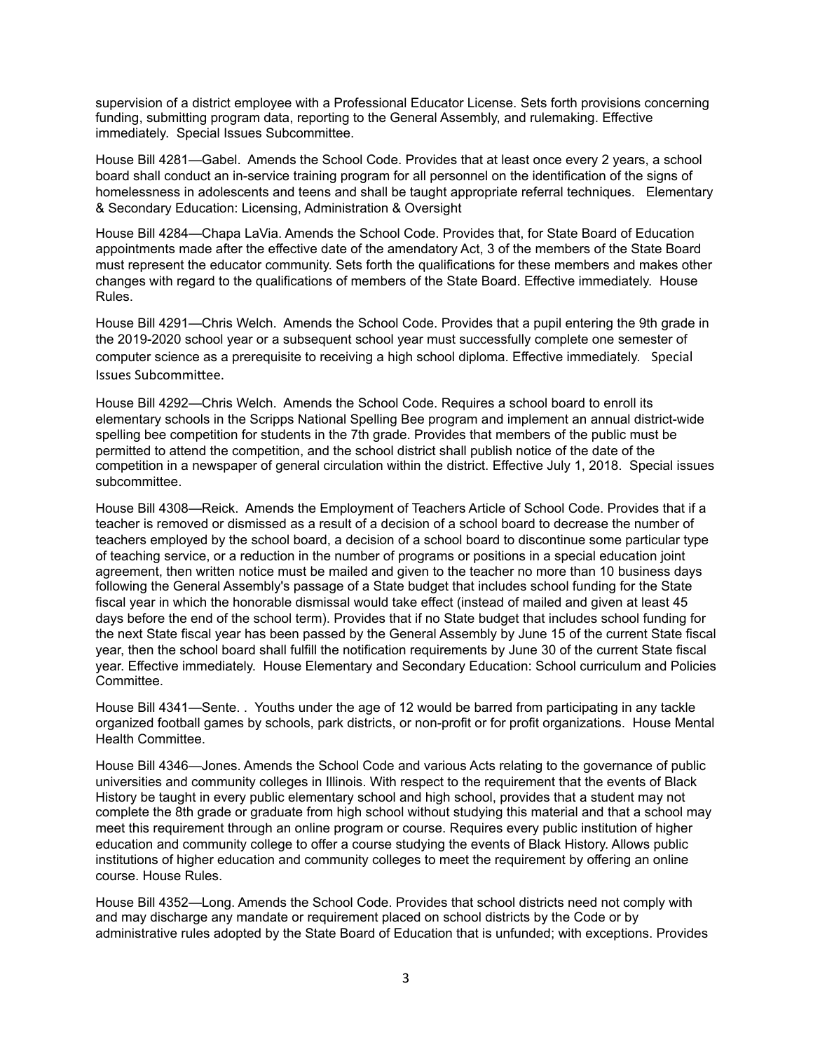supervision of a district employee with a Professional Educator License. Sets forth provisions concerning funding, submitting program data, reporting to the General Assembly, and rulemaking. Effective immediately. Special Issues Subcommittee.

House Bill 4281—Gabel. Amends the School Code. Provides that at least once every 2 years, a school board shall conduct an in-service training program for all personnel on the identification of the signs of homelessness in adolescents and teens and shall be taught appropriate referral techniques. Elementary & Secondary Education: Licensing, Administration & Oversight

House Bill 4284—Chapa LaVia. Amends the School Code. Provides that, for State Board of Education appointments made after the effective date of the amendatory Act, 3 of the members of the State Board must represent the educator community. Sets forth the qualifications for these members and makes other changes with regard to the qualifications of members of the State Board. Effective immediately. House Rules.

House Bill 4291—Chris Welch. Amends the School Code. Provides that a pupil entering the 9th grade in the 2019-2020 school year or a subsequent school year must successfully complete one semester of computer science as a prerequisite to receiving a high school diploma. Effective immediately. Special Issues Subcommittee.

House Bill 4292—Chris Welch. Amends the School Code. Requires a school board to enroll its elementary schools in the Scripps National Spelling Bee program and implement an annual district-wide spelling bee competition for students in the 7th grade. Provides that members of the public must be permitted to attend the competition, and the school district shall publish notice of the date of the competition in a newspaper of general circulation within the district. Effective July 1, 2018. Special issues subcommittee.

House Bill 4308—Reick. Amends the Employment of Teachers Article of School Code. Provides that if a teacher is removed or dismissed as a result of a decision of a school board to decrease the number of teachers employed by the school board, a decision of a school board to discontinue some particular type of teaching service, or a reduction in the number of programs or positions in a special education joint agreement, then written notice must be mailed and given to the teacher no more than 10 business days following the General Assembly's passage of a State budget that includes school funding for the State fiscal year in which the honorable dismissal would take effect (instead of mailed and given at least 45 days before the end of the school term). Provides that if no State budget that includes school funding for the next State fiscal year has been passed by the General Assembly by June 15 of the current State fiscal year, then the school board shall fulfill the notification requirements by June 30 of the current State fiscal year. Effective immediately. House Elementary and Secondary Education: School curriculum and Policies Committee.

House Bill 4341—Sente. . Youths under the age of 12 would be barred from participating in any tackle organized football games by schools, park districts, or non-profit or for profit organizations. House Mental Health Committee.

House Bill 4346—Jones. Amends the School Code and various Acts relating to the governance of public universities and community colleges in Illinois. With respect to the requirement that the events of Black History be taught in every public elementary school and high school, provides that a student may not complete the 8th grade or graduate from high school without studying this material and that a school may meet this requirement through an online program or course. Requires every public institution of higher education and community college to offer a course studying the events of Black History. Allows public institutions of higher education and community colleges to meet the requirement by offering an online course. House Rules.

House Bill 4352—Long. Amends the School Code. Provides that school districts need not comply with and may discharge any mandate or requirement placed on school districts by the Code or by administrative rules adopted by the State Board of Education that is unfunded; with exceptions. Provides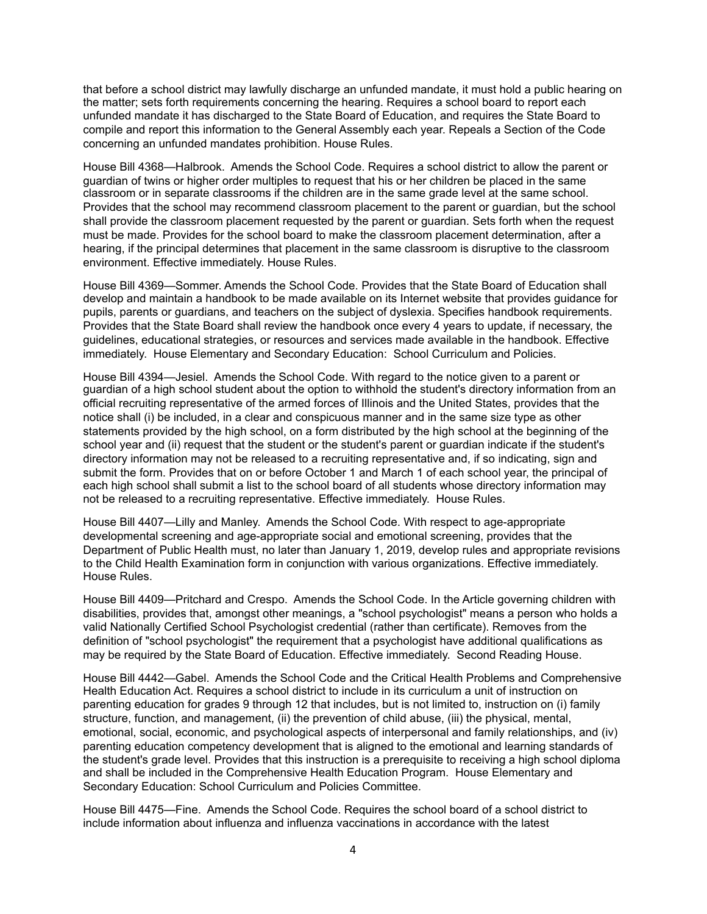that before a school district may lawfully discharge an unfunded mandate, it must hold a public hearing on the matter; sets forth requirements concerning the hearing. Requires a school board to report each unfunded mandate it has discharged to the State Board of Education, and requires the State Board to compile and report this information to the General Assembly each year. Repeals a Section of the Code concerning an unfunded mandates prohibition. House Rules.

House Bill 4368—Halbrook. Amends the School Code. Requires a school district to allow the parent or guardian of twins or higher order multiples to request that his or her children be placed in the same classroom or in separate classrooms if the children are in the same grade level at the same school. Provides that the school may recommend classroom placement to the parent or guardian, but the school shall provide the classroom placement requested by the parent or guardian. Sets forth when the request must be made. Provides for the school board to make the classroom placement determination, after a hearing, if the principal determines that placement in the same classroom is disruptive to the classroom environment. Effective immediately. House Rules.

House Bill 4369—Sommer. Amends the School Code. Provides that the State Board of Education shall develop and maintain a handbook to be made available on its Internet website that provides guidance for pupils, parents or guardians, and teachers on the subject of dyslexia. Specifies handbook requirements. Provides that the State Board shall review the handbook once every 4 years to update, if necessary, the guidelines, educational strategies, or resources and services made available in the handbook. Effective immediately. House Elementary and Secondary Education: School Curriculum and Policies.

House Bill 4394—Jesiel. Amends the School Code. With regard to the notice given to a parent or guardian of a high school student about the option to withhold the student's directory information from an official recruiting representative of the armed forces of Illinois and the United States, provides that the notice shall (i) be included, in a clear and conspicuous manner and in the same size type as other statements provided by the high school, on a form distributed by the high school at the beginning of the school year and (ii) request that the student or the student's parent or guardian indicate if the student's directory information may not be released to a recruiting representative and, if so indicating, sign and submit the form. Provides that on or before October 1 and March 1 of each school year, the principal of each high school shall submit a list to the school board of all students whose directory information may not be released to a recruiting representative. Effective immediately. House Rules.

House Bill 4407—Lilly and Manley. Amends the School Code. With respect to age-appropriate developmental screening and age-appropriate social and emotional screening, provides that the Department of Public Health must, no later than January 1, 2019, develop rules and appropriate revisions to the Child Health Examination form in conjunction with various organizations. Effective immediately. House Rules.

House Bill 4409—Pritchard and Crespo. Amends the School Code. In the Article governing children with disabilities, provides that, amongst other meanings, a "school psychologist" means a person who holds a valid Nationally Certified School Psychologist credential (rather than certificate). Removes from the definition of "school psychologist" the requirement that a psychologist have additional qualifications as may be required by the State Board of Education. Effective immediately. Second Reading House.

House Bill 4442—Gabel. Amends the School Code and the Critical Health Problems and Comprehensive Health Education Act. Requires a school district to include in its curriculum a unit of instruction on parenting education for grades 9 through 12 that includes, but is not limited to, instruction on (i) family structure, function, and management, (ii) the prevention of child abuse, (iii) the physical, mental, emotional, social, economic, and psychological aspects of interpersonal and family relationships, and (iv) parenting education competency development that is aligned to the emotional and learning standards of the student's grade level. Provides that this instruction is a prerequisite to receiving a high school diploma and shall be included in the Comprehensive Health Education Program. House Elementary and Secondary Education: School Curriculum and Policies Committee.

House Bill 4475—Fine. Amends the School Code. Requires the school board of a school district to include information about influenza and influenza vaccinations in accordance with the latest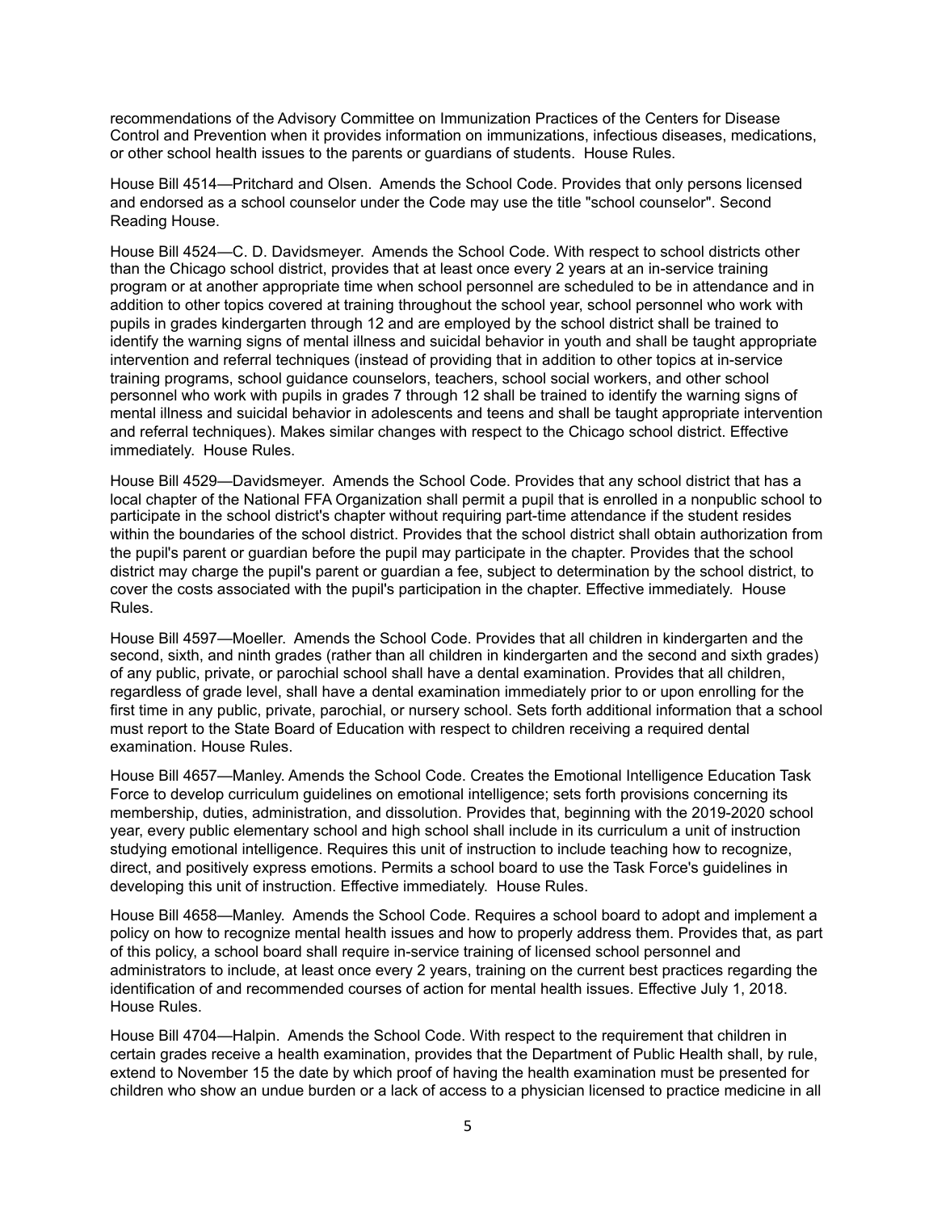recommendations of the Advisory Committee on Immunization Practices of the Centers for Disease Control and Prevention when it provides information on immunizations, infectious diseases, medications, or other school health issues to the parents or guardians of students. House Rules.

House Bill 4514—Pritchard and Olsen. Amends the School Code. Provides that only persons licensed and endorsed as a school counselor under the Code may use the title "school counselor". Second Reading House.

House Bill 4524—C. D. Davidsmeyer. Amends the School Code. With respect to school districts other than the Chicago school district, provides that at least once every 2 years at an in-service training program or at another appropriate time when school personnel are scheduled to be in attendance and in addition to other topics covered at training throughout the school year, school personnel who work with pupils in grades kindergarten through 12 and are employed by the school district shall be trained to identify the warning signs of mental illness and suicidal behavior in youth and shall be taught appropriate intervention and referral techniques (instead of providing that in addition to other topics at in-service training programs, school guidance counselors, teachers, school social workers, and other school personnel who work with pupils in grades 7 through 12 shall be trained to identify the warning signs of mental illness and suicidal behavior in adolescents and teens and shall be taught appropriate intervention and referral techniques). Makes similar changes with respect to the Chicago school district. Effective immediately. House Rules.

House Bill 4529—Davidsmeyer. Amends the School Code. Provides that any school district that has a local chapter of the National FFA Organization shall permit a pupil that is enrolled in a nonpublic school to participate in the school district's chapter without requiring part-time attendance if the student resides within the boundaries of the school district. Provides that the school district shall obtain authorization from the pupil's parent or guardian before the pupil may participate in the chapter. Provides that the school district may charge the pupil's parent or guardian a fee, subject to determination by the school district, to cover the costs associated with the pupil's participation in the chapter. Effective immediately. House Rules.

House Bill 4597—Moeller. Amends the School Code. Provides that all children in kindergarten and the second, sixth, and ninth grades (rather than all children in kindergarten and the second and sixth grades) of any public, private, or parochial school shall have a dental examination. Provides that all children, regardless of grade level, shall have a dental examination immediately prior to or upon enrolling for the first time in any public, private, parochial, or nursery school. Sets forth additional information that a school must report to the State Board of Education with respect to children receiving a required dental examination. House Rules.

House Bill 4657—Manley. Amends the School Code. Creates the Emotional Intelligence Education Task Force to develop curriculum guidelines on emotional intelligence; sets forth provisions concerning its membership, duties, administration, and dissolution. Provides that, beginning with the 2019-2020 school year, every public elementary school and high school shall include in its curriculum a unit of instruction studying emotional intelligence. Requires this unit of instruction to include teaching how to recognize, direct, and positively express emotions. Permits a school board to use the Task Force's guidelines in developing this unit of instruction. Effective immediately. House Rules.

House Bill 4658—Manley. Amends the School Code. Requires a school board to adopt and implement a policy on how to recognize mental health issues and how to properly address them. Provides that, as part of this policy, a school board shall require in-service training of licensed school personnel and administrators to include, at least once every 2 years, training on the current best practices regarding the identification of and recommended courses of action for mental health issues. Effective July 1, 2018. House Rules.

House Bill 4704—Halpin. Amends the School Code. With respect to the requirement that children in certain grades receive a health examination, provides that the Department of Public Health shall, by rule, extend to November 15 the date by which proof of having the health examination must be presented for children who show an undue burden or a lack of access to a physician licensed to practice medicine in all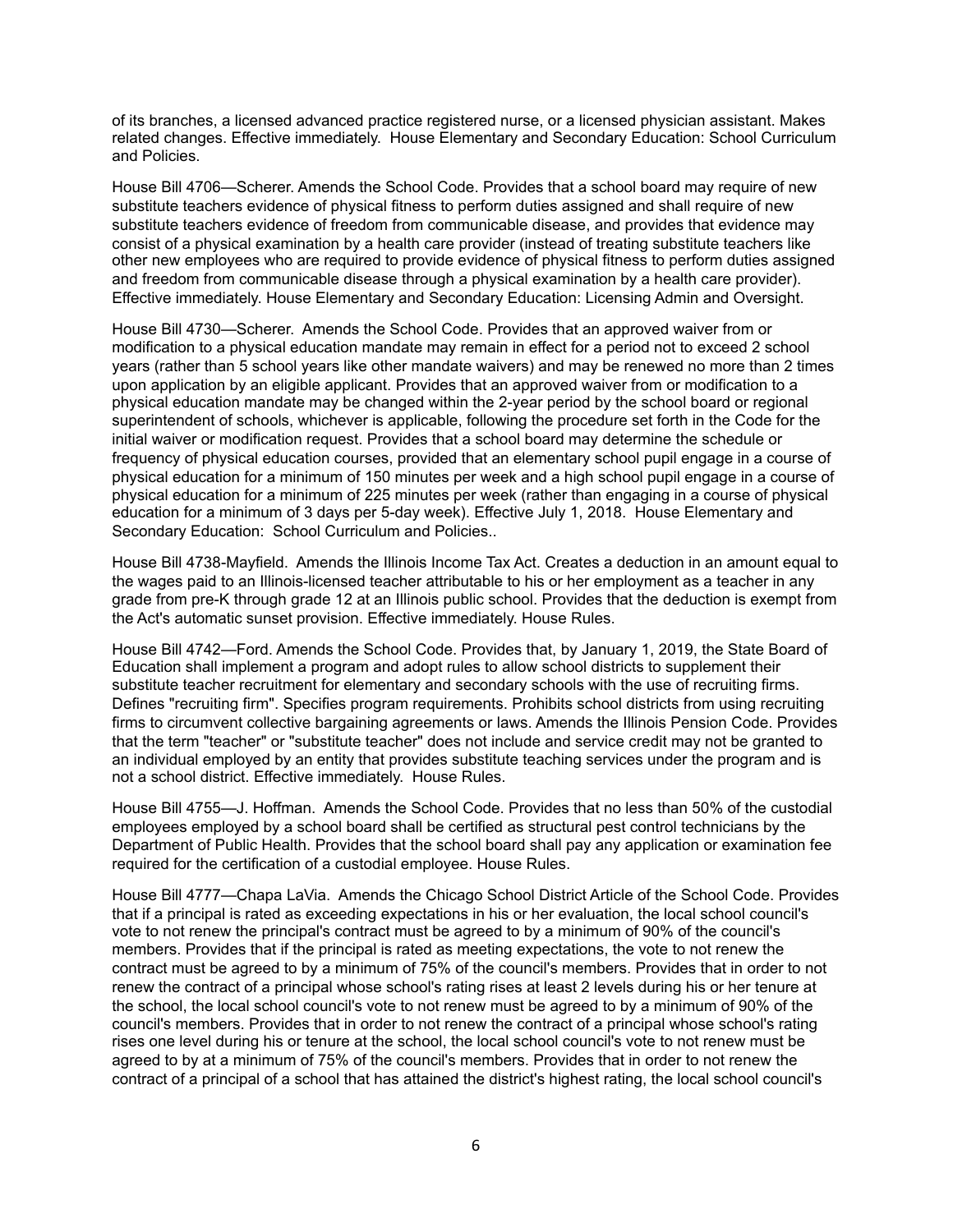of its branches, a licensed advanced practice registered nurse, or a licensed physician assistant. Makes related changes. Effective immediately. House Elementary and Secondary Education: School Curriculum and Policies.

House Bill 4706—Scherer. Amends the School Code. Provides that a school board may require of new substitute teachers evidence of physical fitness to perform duties assigned and shall require of new substitute teachers evidence of freedom from communicable disease, and provides that evidence may consist of a physical examination by a health care provider (instead of treating substitute teachers like other new employees who are required to provide evidence of physical fitness to perform duties assigned and freedom from communicable disease through a physical examination by a health care provider). Effective immediately. House Elementary and Secondary Education: Licensing Admin and Oversight.

House Bill 4730—Scherer. Amends the School Code. Provides that an approved waiver from or modification to a physical education mandate may remain in effect for a period not to exceed 2 school years (rather than 5 school years like other mandate waivers) and may be renewed no more than 2 times upon application by an eligible applicant. Provides that an approved waiver from or modification to a physical education mandate may be changed within the 2-year period by the school board or regional superintendent of schools, whichever is applicable, following the procedure set forth in the Code for the initial waiver or modification request. Provides that a school board may determine the schedule or frequency of physical education courses, provided that an elementary school pupil engage in a course of physical education for a minimum of 150 minutes per week and a high school pupil engage in a course of physical education for a minimum of 225 minutes per week (rather than engaging in a course of physical education for a minimum of 3 days per 5-day week). Effective July 1, 2018. House Elementary and Secondary Education: School Curriculum and Policies..

House Bill 4738-Mayfield. Amends the Illinois Income Tax Act. Creates a deduction in an amount equal to the wages paid to an Illinois-licensed teacher attributable to his or her employment as a teacher in any grade from pre-K through grade 12 at an Illinois public school. Provides that the deduction is exempt from the Act's automatic sunset provision. Effective immediately. House Rules.

House Bill 4742—Ford. Amends the School Code. Provides that, by January 1, 2019, the State Board of Education shall implement a program and adopt rules to allow school districts to supplement their substitute teacher recruitment for elementary and secondary schools with the use of recruiting firms. Defines "recruiting firm". Specifies program requirements. Prohibits school districts from using recruiting firms to circumvent collective bargaining agreements or laws. Amends the Illinois Pension Code. Provides that the term "teacher" or "substitute teacher" does not include and service credit may not be granted to an individual employed by an entity that provides substitute teaching services under the program and is not a school district. Effective immediately. House Rules.

House Bill 4755—J. Hoffman. Amends the School Code. Provides that no less than 50% of the custodial employees employed by a school board shall be certified as structural pest control technicians by the Department of Public Health. Provides that the school board shall pay any application or examination fee required for the certification of a custodial employee. House Rules.

House Bill 4777—Chapa LaVia. Amends the Chicago School District Article of the School Code. Provides that if a principal is rated as exceeding expectations in his or her evaluation, the local school council's vote to not renew the principal's contract must be agreed to by a minimum of 90% of the council's members. Provides that if the principal is rated as meeting expectations, the vote to not renew the contract must be agreed to by a minimum of 75% of the council's members. Provides that in order to not renew the contract of a principal whose school's rating rises at least 2 levels during his or her tenure at the school, the local school council's vote to not renew must be agreed to by a minimum of 90% of the council's members. Provides that in order to not renew the contract of a principal whose school's rating rises one level during his or tenure at the school, the local school council's vote to not renew must be agreed to by at a minimum of 75% of the council's members. Provides that in order to not renew the contract of a principal of a school that has attained the district's highest rating, the local school council's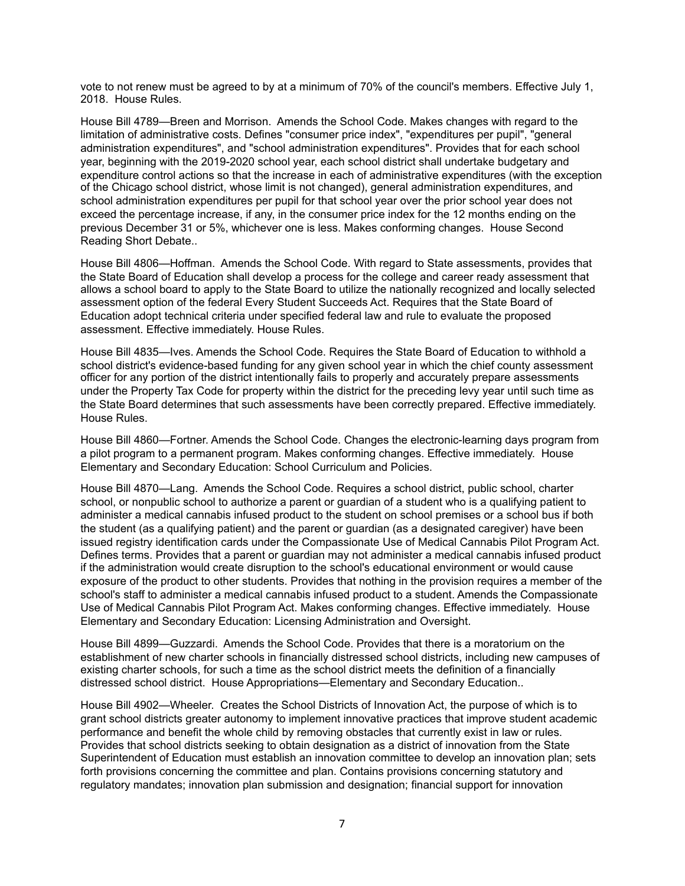vote to not renew must be agreed to by at a minimum of 70% of the council's members. Effective July 1, 2018. House Rules.

House Bill 4789—Breen and Morrison. Amends the School Code. Makes changes with regard to the limitation of administrative costs. Defines "consumer price index", "expenditures per pupil", "general administration expenditures", and "school administration expenditures". Provides that for each school year, beginning with the 2019-2020 school year, each school district shall undertake budgetary and expenditure control actions so that the increase in each of administrative expenditures (with the exception of the Chicago school district, whose limit is not changed), general administration expenditures, and school administration expenditures per pupil for that school year over the prior school year does not exceed the percentage increase, if any, in the consumer price index for the 12 months ending on the previous December 31 or 5%, whichever one is less. Makes conforming changes. House Second Reading Short Debate..

House Bill 4806—Hoffman. Amends the School Code. With regard to State assessments, provides that the State Board of Education shall develop a process for the college and career ready assessment that allows a school board to apply to the State Board to utilize the nationally recognized and locally selected assessment option of the federal Every Student Succeeds Act. Requires that the State Board of Education adopt technical criteria under specified federal law and rule to evaluate the proposed assessment. Effective immediately. House Rules.

House Bill 4835—Ives. Amends the School Code. Requires the State Board of Education to withhold a school district's evidence-based funding for any given school year in which the chief county assessment officer for any portion of the district intentionally fails to properly and accurately prepare assessments under the Property Tax Code for property within the district for the preceding levy year until such time as the State Board determines that such assessments have been correctly prepared. Effective immediately. House Rules.

House Bill 4860—Fortner. Amends the School Code. Changes the electronic-learning days program from a pilot program to a permanent program. Makes conforming changes. Effective immediately. House Elementary and Secondary Education: School Curriculum and Policies.

House Bill 4870—Lang. Amends the School Code. Requires a school district, public school, charter school, or nonpublic school to authorize a parent or guardian of a student who is a qualifying patient to administer a medical cannabis infused product to the student on school premises or a school bus if both the student (as a qualifying patient) and the parent or guardian (as a designated caregiver) have been issued registry identification cards under the Compassionate Use of Medical Cannabis Pilot Program Act. Defines terms. Provides that a parent or guardian may not administer a medical cannabis infused product if the administration would create disruption to the school's educational environment or would cause exposure of the product to other students. Provides that nothing in the provision requires a member of the school's staff to administer a medical cannabis infused product to a student. Amends the Compassionate Use of Medical Cannabis Pilot Program Act. Makes conforming changes. Effective immediately. House Elementary and Secondary Education: Licensing Administration and Oversight.

House Bill 4899—Guzzardi. Amends the School Code. Provides that there is a moratorium on the establishment of new charter schools in financially distressed school districts, including new campuses of existing charter schools, for such a time as the school district meets the definition of a financially distressed school district. House Appropriations—Elementary and Secondary Education..

House Bill 4902—Wheeler. Creates the School Districts of Innovation Act, the purpose of which is to grant school districts greater autonomy to implement innovative practices that improve student academic performance and benefit the whole child by removing obstacles that currently exist in law or rules. Provides that school districts seeking to obtain designation as a district of innovation from the State Superintendent of Education must establish an innovation committee to develop an innovation plan; sets forth provisions concerning the committee and plan. Contains provisions concerning statutory and regulatory mandates; innovation plan submission and designation; financial support for innovation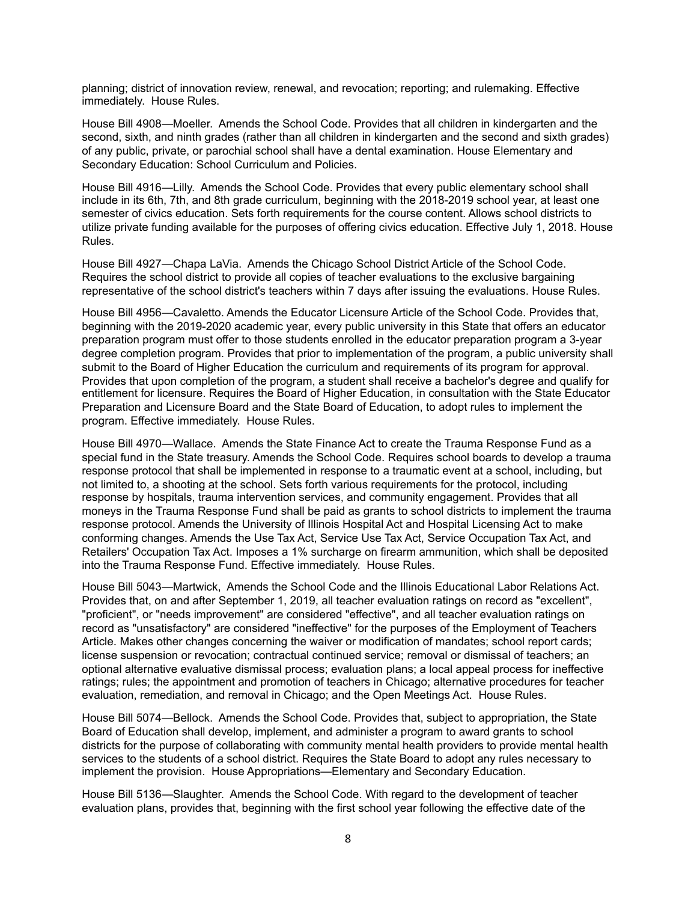planning; district of innovation review, renewal, and revocation; reporting; and rulemaking. Effective immediately. House Rules.

House Bill 4908—Moeller. Amends the School Code. Provides that all children in kindergarten and the second, sixth, and ninth grades (rather than all children in kindergarten and the second and sixth grades) of any public, private, or parochial school shall have a dental examination. House Elementary and Secondary Education: School Curriculum and Policies.

House Bill 4916—Lilly. Amends the School Code. Provides that every public elementary school shall include in its 6th, 7th, and 8th grade curriculum, beginning with the 2018-2019 school year, at least one semester of civics education. Sets forth requirements for the course content. Allows school districts to utilize private funding available for the purposes of offering civics education. Effective July 1, 2018. House Rules.

House Bill 4927—Chapa LaVia. Amends the Chicago School District Article of the School Code. Requires the school district to provide all copies of teacher evaluations to the exclusive bargaining representative of the school district's teachers within 7 days after issuing the evaluations. House Rules.

House Bill 4956—Cavaletto. Amends the Educator Licensure Article of the School Code. Provides that, beginning with the 2019-2020 academic year, every public university in this State that offers an educator preparation program must offer to those students enrolled in the educator preparation program a 3-year degree completion program. Provides that prior to implementation of the program, a public university shall submit to the Board of Higher Education the curriculum and requirements of its program for approval. Provides that upon completion of the program, a student shall receive a bachelor's degree and qualify for entitlement for licensure. Requires the Board of Higher Education, in consultation with the State Educator Preparation and Licensure Board and the State Board of Education, to adopt rules to implement the program. Effective immediately. House Rules.

House Bill 4970—Wallace. Amends the State Finance Act to create the Trauma Response Fund as a special fund in the State treasury. Amends the School Code. Requires school boards to develop a trauma response protocol that shall be implemented in response to a traumatic event at a school, including, but not limited to, a shooting at the school. Sets forth various requirements for the protocol, including response by hospitals, trauma intervention services, and community engagement. Provides that all moneys in the Trauma Response Fund shall be paid as grants to school districts to implement the trauma response protocol. Amends the University of Illinois Hospital Act and Hospital Licensing Act to make conforming changes. Amends the Use Tax Act, Service Use Tax Act, Service Occupation Tax Act, and Retailers' Occupation Tax Act. Imposes a 1% surcharge on firearm ammunition, which shall be deposited into the Trauma Response Fund. Effective immediately. House Rules.

House Bill 5043—Martwick, Amends the School Code and the Illinois Educational Labor Relations Act. Provides that, on and after September 1, 2019, all teacher evaluation ratings on record as "excellent", "proficient", or "needs improvement" are considered "effective", and all teacher evaluation ratings on record as "unsatisfactory" are considered "ineffective" for the purposes of the Employment of Teachers Article. Makes other changes concerning the waiver or modification of mandates; school report cards; license suspension or revocation; contractual continued service; removal or dismissal of teachers; an optional alternative evaluative dismissal process; evaluation plans; a local appeal process for ineffective ratings; rules; the appointment and promotion of teachers in Chicago; alternative procedures for teacher evaluation, remediation, and removal in Chicago; and the Open Meetings Act. House Rules.

House Bill 5074—Bellock. Amends the School Code. Provides that, subject to appropriation, the State Board of Education shall develop, implement, and administer a program to award grants to school districts for the purpose of collaborating with community mental health providers to provide mental health services to the students of a school district. Requires the State Board to adopt any rules necessary to implement the provision. House Appropriations—Elementary and Secondary Education.

House Bill 5136—Slaughter. Amends the School Code. With regard to the development of teacher evaluation plans, provides that, beginning with the first school year following the effective date of the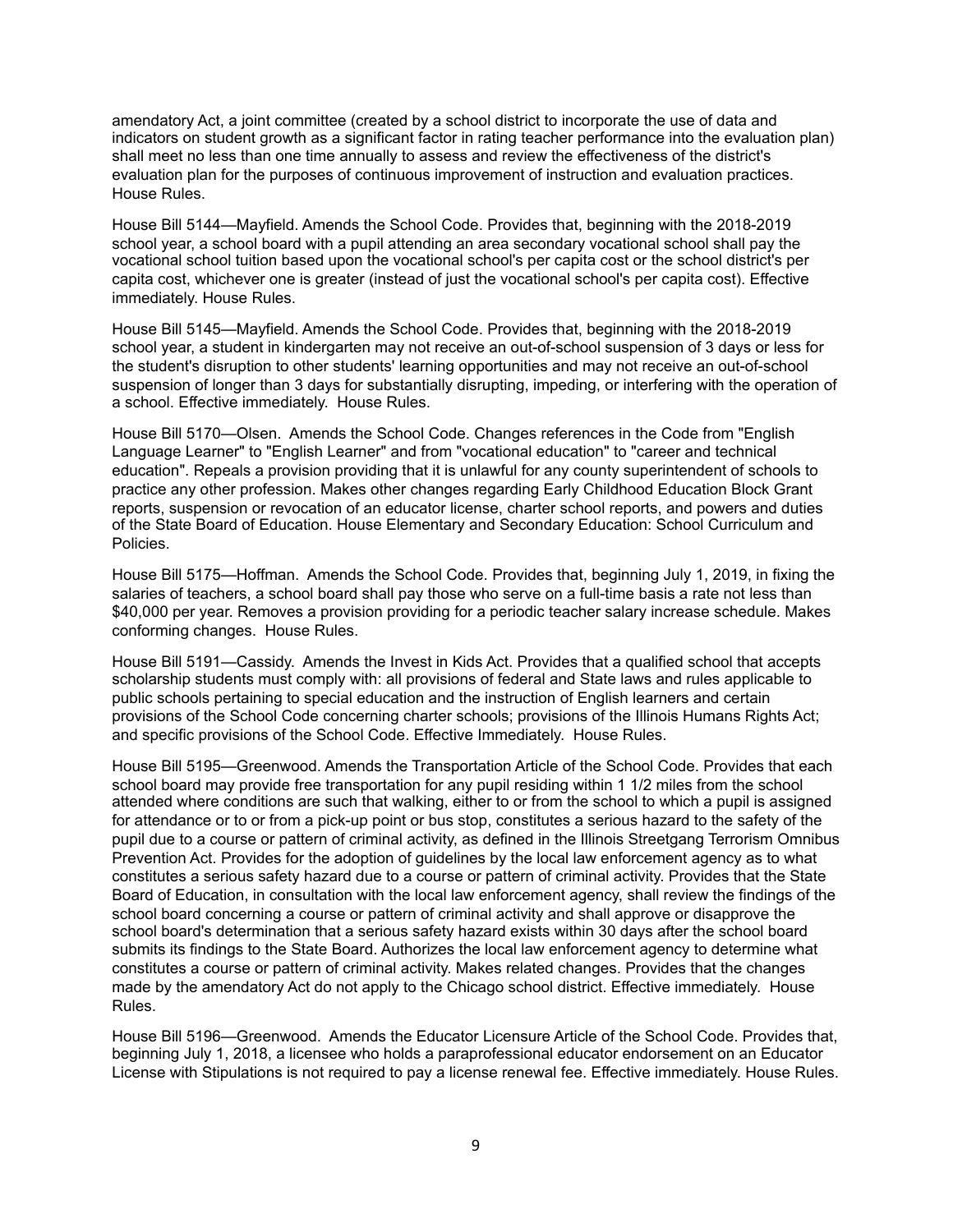amendatory Act, a joint committee (created by a school district to incorporate the use of data and indicators on student growth as a significant factor in rating teacher performance into the evaluation plan) shall meet no less than one time annually to assess and review the effectiveness of the district's evaluation plan for the purposes of continuous improvement of instruction and evaluation practices. House Rules.

House Bill 5144—Mayfield. Amends the School Code. Provides that, beginning with the 2018-2019 school year, a school board with a pupil attending an area secondary vocational school shall pay the vocational school tuition based upon the vocational school's per capita cost or the school district's per capita cost, whichever one is greater (instead of just the vocational school's per capita cost). Effective immediately. House Rules.

House Bill 5145—Mayfield. Amends the School Code. Provides that, beginning with the 2018-2019 school year, a student in kindergarten may not receive an out-of-school suspension of 3 days or less for the student's disruption to other students' learning opportunities and may not receive an out-of-school suspension of longer than 3 days for substantially disrupting, impeding, or interfering with the operation of a school. Effective immediately. House Rules.

House Bill 5170—Olsen. Amends the School Code. Changes references in the Code from "English Language Learner" to "English Learner" and from "vocational education" to "career and technical education". Repeals a provision providing that it is unlawful for any county superintendent of schools to practice any other profession. Makes other changes regarding Early Childhood Education Block Grant reports, suspension or revocation of an educator license, charter school reports, and powers and duties of the State Board of Education. House Elementary and Secondary Education: School Curriculum and Policies.

House Bill 5175—Hoffman. Amends the School Code. Provides that, beginning July 1, 2019, in fixing the salaries of teachers, a school board shall pay those who serve on a full-time basis a rate not less than $40,000 per year. Removes a provision providing for a periodic teacher salary increase schedule. Makes conforming changes. House Rules.

House Bill 5191—Cassidy. Amends the Invest in Kids Act. Provides that a qualified school that accepts scholarship students must comply with: all provisions of federal and State laws and rules applicable to public schools pertaining to special education and the instruction of English learners and certain provisions of the School Code concerning charter schools; provisions of the Illinois Humans Rights Act; and specific provisions of the School Code. Effective Immediately. House Rules.

House Bill 5195—Greenwood. Amends the Transportation Article of the School Code. Provides that each school board may provide free transportation for any pupil residing within 1 1/2 miles from the school attended where conditions are such that walking, either to or from the school to which a pupil is assigned for attendance or to or from a pick-up point or bus stop, constitutes a serious hazard to the safety of the pupil due to a course or pattern of criminal activity, as defined in the Illinois Streetgang Terrorism Omnibus Prevention Act. Provides for the adoption of guidelines by the local law enforcement agency as to what constitutes a serious safety hazard due to a course or pattern of criminal activity. Provides that the State Board of Education, in consultation with the local law enforcement agency, shall review the findings of the school board concerning a course or pattern of criminal activity and shall approve or disapprove the school board's determination that a serious safety hazard exists within 30 days after the school board submits its findings to the State Board. Authorizes the local law enforcement agency to determine what constitutes a course or pattern of criminal activity. Makes related changes. Provides that the changes made by the amendatory Act do not apply to the Chicago school district. Effective immediately. House Rules.

House Bill 5196—Greenwood. Amends the Educator Licensure Article of the School Code. Provides that, beginning July 1, 2018, a licensee who holds a paraprofessional educator endorsement on an Educator License with Stipulations is not required to pay a license renewal fee. Effective immediately. House Rules.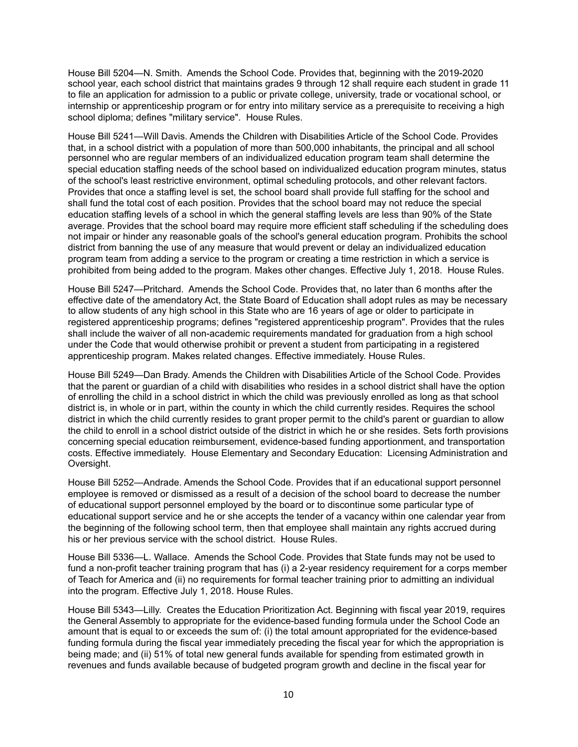House Bill 5204—N. Smith. Amends the School Code. Provides that, beginning with the 2019-2020 school year, each school district that maintains grades 9 through 12 shall require each student in grade 11 to file an application for admission to a public or private college, university, trade or vocational school, or internship or apprenticeship program or for entry into military service as a prerequisite to receiving a high school diploma; defines "military service". House Rules.

House Bill 5241—Will Davis. Amends the Children with Disabilities Article of the School Code. Provides that, in a school district with a population of more than 500,000 inhabitants, the principal and all school personnel who are regular members of an individualized education program team shall determine the special education staffing needs of the school based on individualized education program minutes, status of the school's least restrictive environment, optimal scheduling protocols, and other relevant factors. Provides that once a staffing level is set, the school board shall provide full staffing for the school and shall fund the total cost of each position. Provides that the school board may not reduce the special education staffing levels of a school in which the general staffing levels are less than 90% of the State average. Provides that the school board may require more efficient staff scheduling if the scheduling does not impair or hinder any reasonable goals of the school's general education program. Prohibits the school district from banning the use of any measure that would prevent or delay an individualized education program team from adding a service to the program or creating a time restriction in which a service is prohibited from being added to the program. Makes other changes. Effective July 1, 2018. House Rules.

House Bill 5247—Pritchard. Amends the School Code. Provides that, no later than 6 months after the effective date of the amendatory Act, the State Board of Education shall adopt rules as may be necessary to allow students of any high school in this State who are 16 years of age or older to participate in registered apprenticeship programs; defines "registered apprenticeship program". Provides that the rules shall include the waiver of all non-academic requirements mandated for graduation from a high school under the Code that would otherwise prohibit or prevent a student from participating in a registered apprenticeship program. Makes related changes. Effective immediately. House Rules.

House Bill 5249—Dan Brady. Amends the Children with Disabilities Article of the School Code. Provides that the parent or guardian of a child with disabilities who resides in a school district shall have the option of enrolling the child in a school district in which the child was previously enrolled as long as that school district is, in whole or in part, within the county in which the child currently resides. Requires the school district in which the child currently resides to grant proper permit to the child's parent or guardian to allow the child to enroll in a school district outside of the district in which he or she resides. Sets forth provisions concerning special education reimbursement, evidence-based funding apportionment, and transportation costs. Effective immediately. House Elementary and Secondary Education: Licensing Administration and Oversight.

House Bill 5252—Andrade. Amends the School Code. Provides that if an educational support personnel employee is removed or dismissed as a result of a decision of the school board to decrease the number of educational support personnel employed by the board or to discontinue some particular type of educational support service and he or she accepts the tender of a vacancy within one calendar year from the beginning of the following school term, then that employee shall maintain any rights accrued during his or her previous service with the school district. House Rules.

House Bill 5336—L. Wallace. Amends the School Code. Provides that State funds may not be used to fund a non-profit teacher training program that has (i) a 2-year residency requirement for a corps member of Teach for America and (ii) no requirements for formal teacher training prior to admitting an individual into the program. Effective July 1, 2018. House Rules.

House Bill 5343—Lilly. Creates the Education Prioritization Act. Beginning with fiscal year 2019, requires the General Assembly to appropriate for the evidence-based funding formula under the School Code an amount that is equal to or exceeds the sum of: (i) the total amount appropriated for the evidence-based funding formula during the fiscal year immediately preceding the fiscal year for which the appropriation is being made; and (ii) 51% of total new general funds available for spending from estimated growth in revenues and funds available because of budgeted program growth and decline in the fiscal year for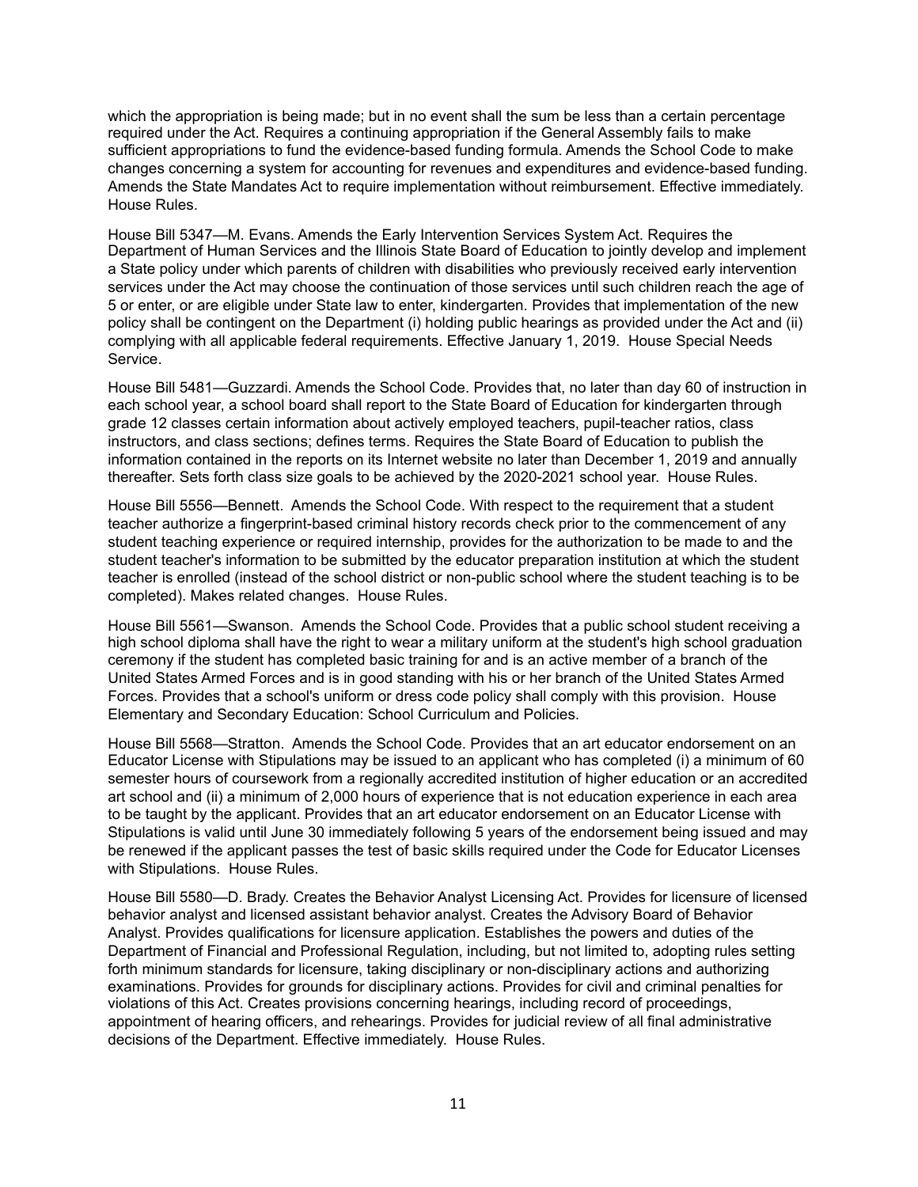which the appropriation is being made; but in no event shall the sum be less than a certain percentage required under the Act. Requires a continuing appropriation if the General Assembly fails to make sufficient appropriations to fund the evidence-based funding formula. Amends the School Code to make changes concerning a system for accounting for revenues and expenditures and evidence-based funding. Amends the State Mandates Act to require implementation without reimbursement. Effective immediately. House Rules.

House Bill 5347—M. Evans. Amends the Early Intervention Services System Act. Requires the Department of Human Services and the Illinois State Board of Education to jointly develop and implement a State policy under which parents of children with disabilities who previously received early intervention services under the Act may choose the continuation of those services until such children reach the age of 5 or enter, or are eligible under State law to enter, kindergarten. Provides that implementation of the new policy shall be contingent on the Department (i) holding public hearings as provided under the Act and (ii) complying with all applicable federal requirements. Effective January 1, 2019. House Special Needs Service.

House Bill 5481—Guzzardi. Amends the School Code. Provides that, no later than day 60 of instruction in each school year, a school board shall report to the State Board of Education for kindergarten through grade 12 classes certain information about actively employed teachers, pupil-teacher ratios, class instructors, and class sections; defines terms. Requires the State Board of Education to publish the information contained in the reports on its Internet website no later than December 1, 2019 and annually thereafter. Sets forth class size goals to be achieved by the 2020-2021 school year. House Rules.

House Bill 5556—Bennett. Amends the School Code. With respect to the requirement that a student teacher authorize a fingerprint-based criminal history records check prior to the commencement of any student teaching experience or required internship, provides for the authorization to be made to and the student teacher's information to be submitted by the educator preparation institution at which the student teacher is enrolled (instead of the school district or non-public school where the student teaching is to be completed). Makes related changes. House Rules.

House Bill 5561—Swanson. Amends the School Code. Provides that a public school student receiving a high school diploma shall have the right to wear a military uniform at the student's high school graduation ceremony if the student has completed basic training for and is an active member of a branch of the United States Armed Forces and is in good standing with his or her branch of the United States Armed Forces. Provides that a school's uniform or dress code policy shall comply with this provision. House Elementary and Secondary Education: School Curriculum and Policies.

House Bill 5568—Stratton. Amends the School Code. Provides that an art educator endorsement on an Educator License with Stipulations may be issued to an applicant who has completed (i) a minimum of 60 semester hours of coursework from a regionally accredited institution of higher education or an accredited art school and (ii) a minimum of 2,000 hours of experience that is not education experience in each area to be taught by the applicant. Provides that an art educator endorsement on an Educator License with Stipulations is valid until June 30 immediately following 5 years of the endorsement being issued and may be renewed if the applicant passes the test of basic skills required under the Code for Educator Licenses with Stipulations. House Rules.

House Bill 5580—D. Brady. Creates the Behavior Analyst Licensing Act. Provides for licensure of licensed behavior analyst and licensed assistant behavior analyst. Creates the Advisory Board of Behavior Analyst. Provides qualifications for licensure application. Establishes the powers and duties of the Department of Financial and Professional Regulation, including, but not limited to, adopting rules setting forth minimum standards for licensure, taking disciplinary or non-disciplinary actions and authorizing examinations. Provides for grounds for disciplinary actions. Provides for civil and criminal penalties for violations of this Act. Creates provisions concerning hearings, including record of proceedings, appointment of hearing officers, and rehearings. Provides for judicial review of all final administrative decisions of the Department. Effective immediately. House Rules.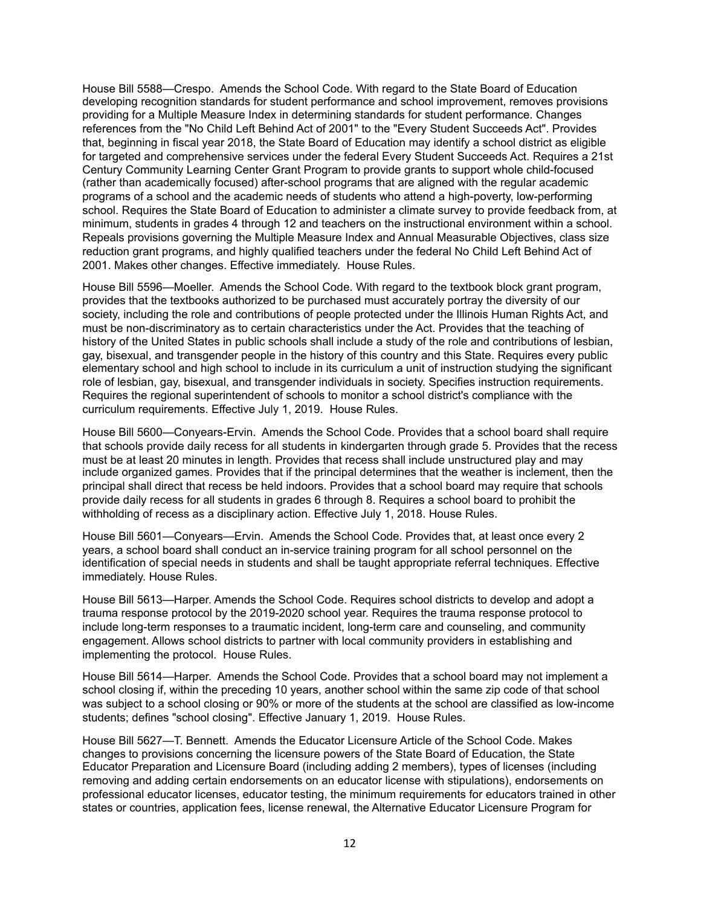House Bill 5588—Crespo. Amends the School Code. With regard to the State Board of Education developing recognition standards for student performance and school improvement, removes provisions providing for a Multiple Measure Index in determining standards for student performance. Changes references from the "No Child Left Behind Act of 2001" to the "Every Student Succeeds Act". Provides that, beginning in fiscal year 2018, the State Board of Education may identify a school district as eligible for targeted and comprehensive services under the federal Every Student Succeeds Act. Requires a 21st Century Community Learning Center Grant Program to provide grants to support whole child-focused (rather than academically focused) after-school programs that are aligned with the regular academic programs of a school and the academic needs of students who attend a high-poverty, low-performing school. Requires the State Board of Education to administer a climate survey to provide feedback from, at minimum, students in grades 4 through 12 and teachers on the instructional environment within a school. Repeals provisions governing the Multiple Measure Index and Annual Measurable Objectives, class size reduction grant programs, and highly qualified teachers under the federal No Child Left Behind Act of 2001. Makes other changes. Effective immediately. House Rules.

House Bill 5596—Moeller. Amends the School Code. With regard to the textbook block grant program, provides that the textbooks authorized to be purchased must accurately portray the diversity of our society, including the role and contributions of people protected under the Illinois Human Rights Act, and must be non-discriminatory as to certain characteristics under the Act. Provides that the teaching of history of the United States in public schools shall include a study of the role and contributions of lesbian, gay, bisexual, and transgender people in the history of this country and this State. Requires every public elementary school and high school to include in its curriculum a unit of instruction studying the significant role of lesbian, gay, bisexual, and transgender individuals in society. Specifies instruction requirements. Requires the regional superintendent of schools to monitor a school district's compliance with the curriculum requirements. Effective July 1, 2019. House Rules.

House Bill 5600—Conyears-Ervin. Amends the School Code. Provides that a school board shall require that schools provide daily recess for all students in kindergarten through grade 5. Provides that the recess must be at least 20 minutes in length. Provides that recess shall include unstructured play and may include organized games. Provides that if the principal determines that the weather is inclement, then the principal shall direct that recess be held indoors. Provides that a school board may require that schools provide daily recess for all students in grades 6 through 8. Requires a school board to prohibit the withholding of recess as a disciplinary action. Effective July 1, 2018. House Rules.

House Bill 5601—Conyears—Ervin. Amends the School Code. Provides that, at least once every 2 years, a school board shall conduct an in-service training program for all school personnel on the identification of special needs in students and shall be taught appropriate referral techniques. Effective immediately. House Rules.

House Bill 5613—Harper. Amends the School Code. Requires school districts to develop and adopt a trauma response protocol by the 2019-2020 school year. Requires the trauma response protocol to include long-term responses to a traumatic incident, long-term care and counseling, and community engagement. Allows school districts to partner with local community providers in establishing and implementing the protocol. House Rules.

House Bill 5614—Harper. Amends the School Code. Provides that a school board may not implement a school closing if, within the preceding 10 years, another school within the same zip code of that school was subject to a school closing or 90% or more of the students at the school are classified as low-income students; defines "school closing". Effective January 1, 2019. House Rules.

House Bill 5627—T. Bennett. Amends the Educator Licensure Article of the School Code. Makes changes to provisions concerning the licensure powers of the State Board of Education, the State Educator Preparation and Licensure Board (including adding 2 members), types of licenses (including removing and adding certain endorsements on an educator license with stipulations), endorsements on professional educator licenses, educator testing, the minimum requirements for educators trained in other states or countries, application fees, license renewal, the Alternative Educator Licensure Program for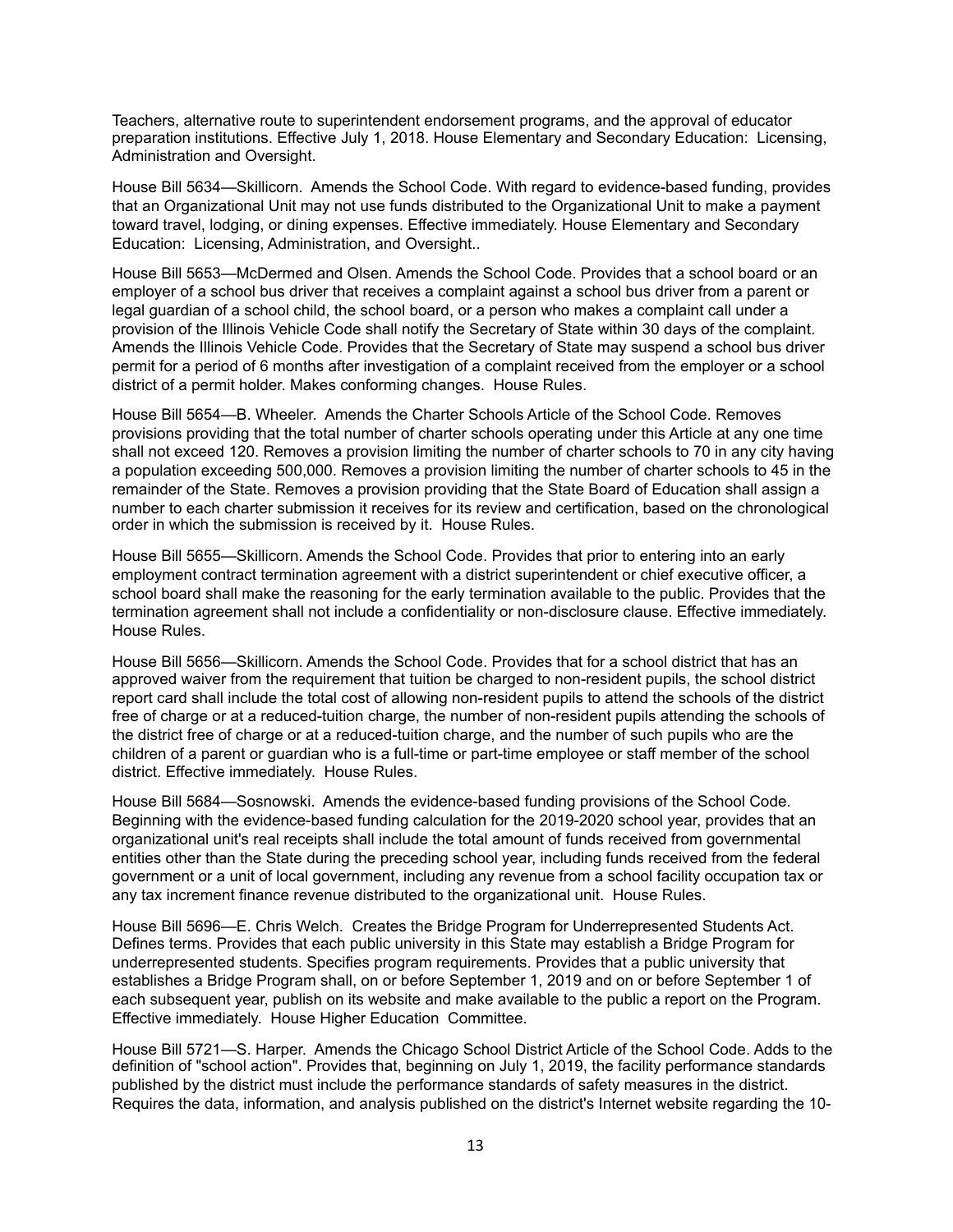Teachers, alternative route to superintendent endorsement programs, and the approval of educator preparation institutions. Effective July 1, 2018. House Elementary and Secondary Education: Licensing, Administration and Oversight.

House Bill 5634—Skillicorn. Amends the School Code. With regard to evidence-based funding, provides that an Organizational Unit may not use funds distributed to the Organizational Unit to make a payment toward travel, lodging, or dining expenses. Effective immediately. House Elementary and Secondary Education: Licensing, Administration, and Oversight..

House Bill 5653—McDermed and Olsen. Amends the School Code. Provides that a school board or an employer of a school bus driver that receives a complaint against a school bus driver from a parent or legal guardian of a school child, the school board, or a person who makes a complaint call under a provision of the Illinois Vehicle Code shall notify the Secretary of State within 30 days of the complaint. Amends the Illinois Vehicle Code. Provides that the Secretary of State may suspend a school bus driver permit for a period of 6 months after investigation of a complaint received from the employer or a school district of a permit holder. Makes conforming changes. House Rules.

House Bill 5654—B. Wheeler. Amends the Charter Schools Article of the School Code. Removes provisions providing that the total number of charter schools operating under this Article at any one time shall not exceed 120. Removes a provision limiting the number of charter schools to 70 in any city having a population exceeding 500,000. Removes a provision limiting the number of charter schools to 45 in the remainder of the State. Removes a provision providing that the State Board of Education shall assign a number to each charter submission it receives for its review and certification, based on the chronological order in which the submission is received by it. House Rules.

House Bill 5655—Skillicorn. Amends the School Code. Provides that prior to entering into an early employment contract termination agreement with a district superintendent or chief executive officer, a school board shall make the reasoning for the early termination available to the public. Provides that the termination agreement shall not include a confidentiality or non-disclosure clause. Effective immediately. House Rules.

House Bill 5656—Skillicorn. Amends the School Code. Provides that for a school district that has an approved waiver from the requirement that tuition be charged to non-resident pupils, the school district report card shall include the total cost of allowing non-resident pupils to attend the schools of the district free of charge or at a reduced-tuition charge, the number of non-resident pupils attending the schools of the district free of charge or at a reduced-tuition charge, and the number of such pupils who are the children of a parent or guardian who is a full-time or part-time employee or staff member of the school district. Effective immediately. House Rules.

House Bill 5684—Sosnowski. Amends the evidence-based funding provisions of the School Code. Beginning with the evidence-based funding calculation for the 2019-2020 school year, provides that an organizational unit's real receipts shall include the total amount of funds received from governmental entities other than the State during the preceding school year, including funds received from the federal government or a unit of local government, including any revenue from a school facility occupation tax or any tax increment finance revenue distributed to the organizational unit. House Rules.

House Bill 5696—E. Chris Welch. Creates the Bridge Program for Underrepresented Students Act. Defines terms. Provides that each public university in this State may establish a Bridge Program for underrepresented students. Specifies program requirements. Provides that a public university that establishes a Bridge Program shall, on or before September 1, 2019 and on or before September 1 of each subsequent year, publish on its website and make available to the public a report on the Program. Effective immediately. House Higher Education Committee.

House Bill 5721—S. Harper. Amends the Chicago School District Article of the School Code. Adds to the definition of "school action". Provides that, beginning on July 1, 2019, the facility performance standards published by the district must include the performance standards of safety measures in the district. Requires the data, information, and analysis published on the district's Internet website regarding the 10-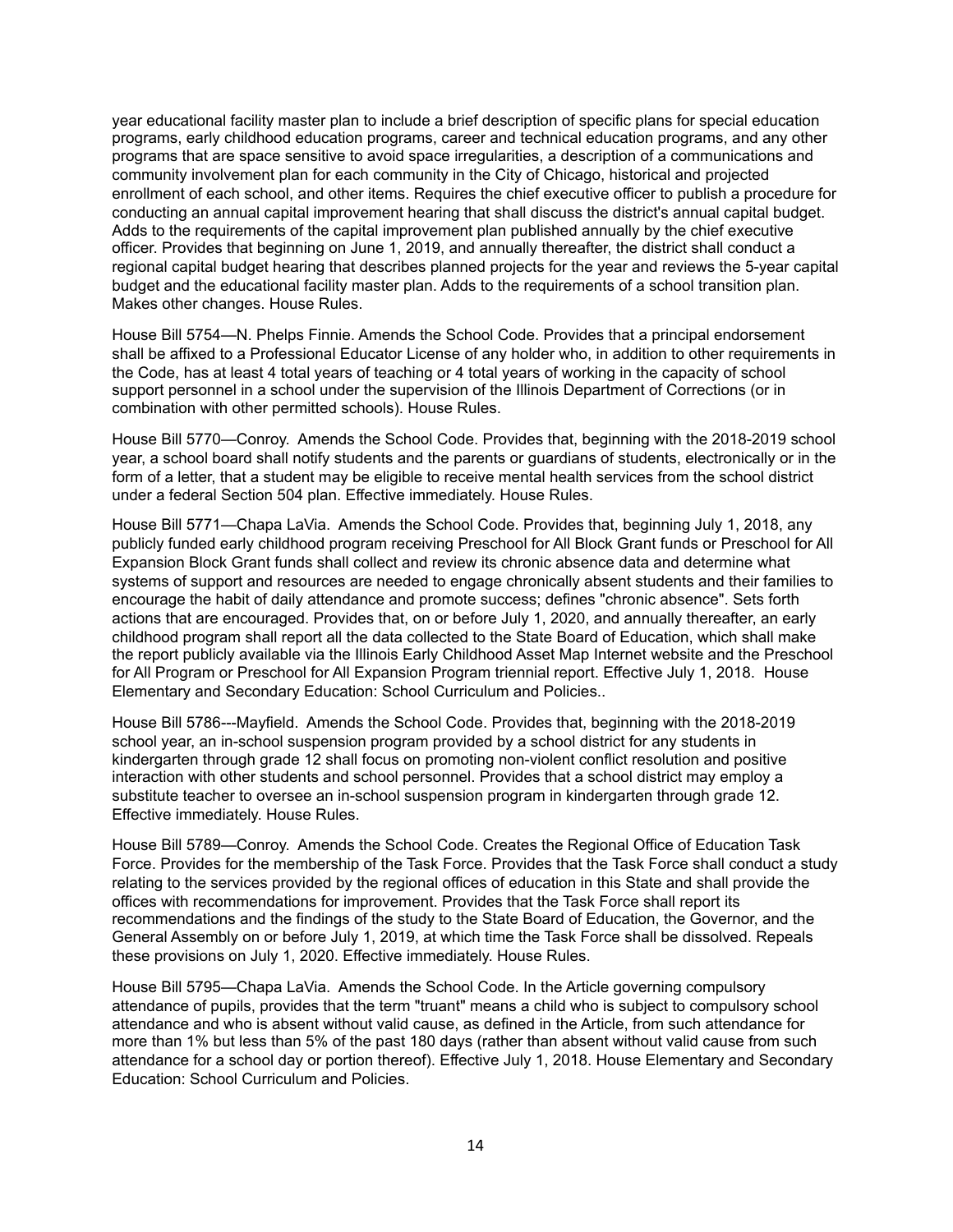year educational facility master plan to include a brief description of specific plans for special education programs, early childhood education programs, career and technical education programs, and any other programs that are space sensitive to avoid space irregularities, a description of a communications and community involvement plan for each community in the City of Chicago, historical and projected enrollment of each school, and other items. Requires the chief executive officer to publish a procedure for conducting an annual capital improvement hearing that shall discuss the district's annual capital budget. Adds to the requirements of the capital improvement plan published annually by the chief executive officer. Provides that beginning on June 1, 2019, and annually thereafter, the district shall conduct a regional capital budget hearing that describes planned projects for the year and reviews the 5-year capital budget and the educational facility master plan. Adds to the requirements of a school transition plan. Makes other changes. House Rules.

House Bill 5754—N. Phelps Finnie. Amends the School Code. Provides that a principal endorsement shall be affixed to a Professional Educator License of any holder who, in addition to other requirements in the Code, has at least 4 total years of teaching or 4 total years of working in the capacity of school support personnel in a school under the supervision of the Illinois Department of Corrections (or in combination with other permitted schools). House Rules.

House Bill 5770—Conroy. Amends the School Code. Provides that, beginning with the 2018-2019 school year, a school board shall notify students and the parents or guardians of students, electronically or in the form of a letter, that a student may be eligible to receive mental health services from the school district under a federal Section 504 plan. Effective immediately. House Rules.

House Bill 5771—Chapa LaVia. Amends the School Code. Provides that, beginning July 1, 2018, any publicly funded early childhood program receiving Preschool for All Block Grant funds or Preschool for All Expansion Block Grant funds shall collect and review its chronic absence data and determine what systems of support and resources are needed to engage chronically absent students and their families to encourage the habit of daily attendance and promote success; defines "chronic absence". Sets forth actions that are encouraged. Provides that, on or before July 1, 2020, and annually thereafter, an early childhood program shall report all the data collected to the State Board of Education, which shall make the report publicly available via the Illinois Early Childhood Asset Map Internet website and the Preschool for All Program or Preschool for All Expansion Program triennial report. Effective July 1, 2018. House Elementary and Secondary Education: School Curriculum and Policies..

House Bill 5786---Mayfield. Amends the School Code. Provides that, beginning with the 2018-2019 school year, an in-school suspension program provided by a school district for any students in kindergarten through grade 12 shall focus on promoting non-violent conflict resolution and positive interaction with other students and school personnel. Provides that a school district may employ a substitute teacher to oversee an in-school suspension program in kindergarten through grade 12. Effective immediately. House Rules.

House Bill 5789—Conroy. Amends the School Code. Creates the Regional Office of Education Task Force. Provides for the membership of the Task Force. Provides that the Task Force shall conduct a study relating to the services provided by the regional offices of education in this State and shall provide the offices with recommendations for improvement. Provides that the Task Force shall report its recommendations and the findings of the study to the State Board of Education, the Governor, and the General Assembly on or before July 1, 2019, at which time the Task Force shall be dissolved. Repeals these provisions on July 1, 2020. Effective immediately. House Rules.

House Bill 5795—Chapa LaVia. Amends the School Code. In the Article governing compulsory attendance of pupils, provides that the term "truant" means a child who is subject to compulsory school attendance and who is absent without valid cause, as defined in the Article, from such attendance for more than 1% but less than 5% of the past 180 days (rather than absent without valid cause from such attendance for a school day or portion thereof). Effective July 1, 2018. House Elementary and Secondary Education: School Curriculum and Policies.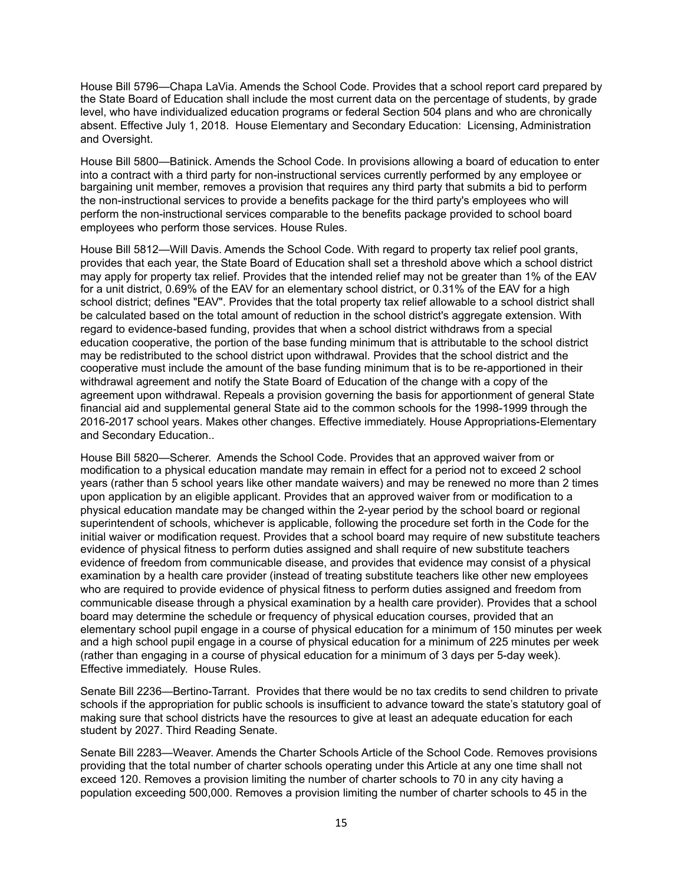House Bill 5796—Chapa LaVia. Amends the School Code. Provides that a school report card prepared by the State Board of Education shall include the most current data on the percentage of students, by grade level, who have individualized education programs or federal Section 504 plans and who are chronically absent. Effective July 1, 2018. House Elementary and Secondary Education: Licensing, Administration and Oversight.

House Bill 5800—Batinick. Amends the School Code. In provisions allowing a board of education to enter into a contract with a third party for non-instructional services currently performed by any employee or bargaining unit member, removes a provision that requires any third party that submits a bid to perform the non-instructional services to provide a benefits package for the third party's employees who will perform the non-instructional services comparable to the benefits package provided to school board employees who perform those services. House Rules.

House Bill 5812—Will Davis. Amends the School Code. With regard to property tax relief pool grants, provides that each year, the State Board of Education shall set a threshold above which a school district may apply for property tax relief. Provides that the intended relief may not be greater than 1% of the EAV for a unit district, 0.69% of the EAV for an elementary school district, or 0.31% of the EAV for a high school district; defines "EAV". Provides that the total property tax relief allowable to a school district shall be calculated based on the total amount of reduction in the school district's aggregate extension. With regard to evidence-based funding, provides that when a school district withdraws from a special education cooperative, the portion of the base funding minimum that is attributable to the school district may be redistributed to the school district upon withdrawal. Provides that the school district and the cooperative must include the amount of the base funding minimum that is to be re-apportioned in their withdrawal agreement and notify the State Board of Education of the change with a copy of the agreement upon withdrawal. Repeals a provision governing the basis for apportionment of general State financial aid and supplemental general State aid to the common schools for the 1998-1999 through the 2016-2017 school years. Makes other changes. Effective immediately. House Appropriations-Elementary and Secondary Education..

House Bill 5820—Scherer. Amends the School Code. Provides that an approved waiver from or modification to a physical education mandate may remain in effect for a period not to exceed 2 school years (rather than 5 school years like other mandate waivers) and may be renewed no more than 2 times upon application by an eligible applicant. Provides that an approved waiver from or modification to a physical education mandate may be changed within the 2-year period by the school board or regional superintendent of schools, whichever is applicable, following the procedure set forth in the Code for the initial waiver or modification request. Provides that a school board may require of new substitute teachers evidence of physical fitness to perform duties assigned and shall require of new substitute teachers evidence of freedom from communicable disease, and provides that evidence may consist of a physical examination by a health care provider (instead of treating substitute teachers like other new employees who are required to provide evidence of physical fitness to perform duties assigned and freedom from communicable disease through a physical examination by a health care provider). Provides that a school board may determine the schedule or frequency of physical education courses, provided that an elementary school pupil engage in a course of physical education for a minimum of 150 minutes per week and a high school pupil engage in a course of physical education for a minimum of 225 minutes per week (rather than engaging in a course of physical education for a minimum of 3 days per 5-day week). Effective immediately. House Rules.

Senate Bill 2236—Bertino-Tarrant. Provides that there would be no tax credits to send children to private schools if the appropriation for public schools is insufficient to advance toward the state's statutory goal of making sure that school districts have the resources to give at least an adequate education for each student by 2027. Third Reading Senate.

Senate Bill 2283—Weaver. Amends the Charter Schools Article of the School Code. Removes provisions providing that the total number of charter schools operating under this Article at any one time shall not exceed 120. Removes a provision limiting the number of charter schools to 70 in any city having a population exceeding 500,000. Removes a provision limiting the number of charter schools to 45 in the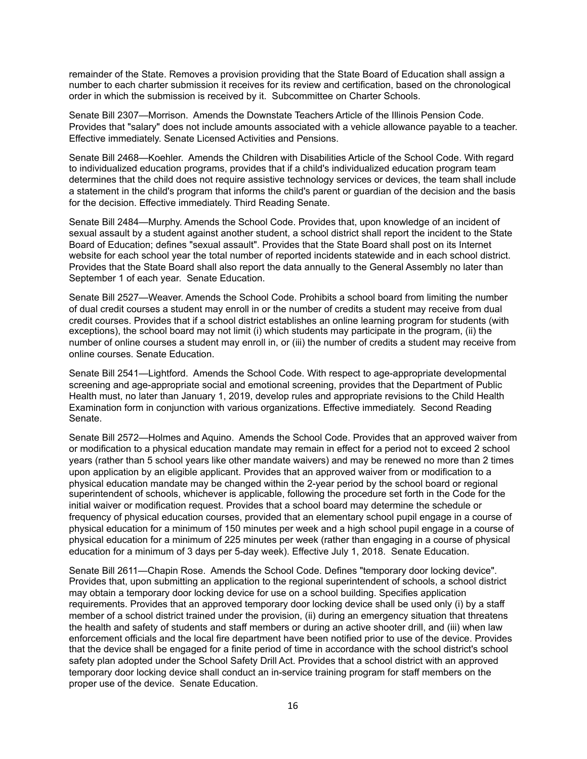remainder of the State. Removes a provision providing that the State Board of Education shall assign a number to each charter submission it receives for its review and certification, based on the chronological order in which the submission is received by it. Subcommittee on Charter Schools.

Senate Bill 2307—Morrison. Amends the Downstate Teachers Article of the Illinois Pension Code. Provides that "salary" does not include amounts associated with a vehicle allowance payable to a teacher. Effective immediately. Senate Licensed Activities and Pensions.

Senate Bill 2468—Koehler. Amends the Children with Disabilities Article of the School Code. With regard to individualized education programs, provides that if a child's individualized education program team determines that the child does not require assistive technology services or devices, the team shall include a statement in the child's program that informs the child's parent or guardian of the decision and the basis for the decision. Effective immediately. Third Reading Senate.

Senate Bill 2484—Murphy. Amends the School Code. Provides that, upon knowledge of an incident of sexual assault by a student against another student, a school district shall report the incident to the State Board of Education; defines "sexual assault". Provides that the State Board shall post on its Internet website for each school year the total number of reported incidents statewide and in each school district. Provides that the State Board shall also report the data annually to the General Assembly no later than September 1 of each year. Senate Education.

Senate Bill 2527—Weaver. Amends the School Code. Prohibits a school board from limiting the number of dual credit courses a student may enroll in or the number of credits a student may receive from dual credit courses. Provides that if a school district establishes an online learning program for students (with exceptions), the school board may not limit (i) which students may participate in the program, (ii) the number of online courses a student may enroll in, or (iii) the number of credits a student may receive from online courses. Senate Education.

Senate Bill 2541—Lightford. Amends the School Code. With respect to age-appropriate developmental screening and age-appropriate social and emotional screening, provides that the Department of Public Health must, no later than January 1, 2019, develop rules and appropriate revisions to the Child Health Examination form in conjunction with various organizations. Effective immediately. Second Reading Senate.

Senate Bill 2572—Holmes and Aquino. Amends the School Code. Provides that an approved waiver from or modification to a physical education mandate may remain in effect for a period not to exceed 2 school years (rather than 5 school years like other mandate waivers) and may be renewed no more than 2 times upon application by an eligible applicant. Provides that an approved waiver from or modification to a physical education mandate may be changed within the 2-year period by the school board or regional superintendent of schools, whichever is applicable, following the procedure set forth in the Code for the initial waiver or modification request. Provides that a school board may determine the schedule or frequency of physical education courses, provided that an elementary school pupil engage in a course of physical education for a minimum of 150 minutes per week and a high school pupil engage in a course of physical education for a minimum of 225 minutes per week (rather than engaging in a course of physical education for a minimum of 3 days per 5-day week). Effective July 1, 2018. Senate Education.

Senate Bill 2611—Chapin Rose. Amends the School Code. Defines "temporary door locking device". Provides that, upon submitting an application to the regional superintendent of schools, a school district may obtain a temporary door locking device for use on a school building. Specifies application requirements. Provides that an approved temporary door locking device shall be used only (i) by a staff member of a school district trained under the provision, (ii) during an emergency situation that threatens the health and safety of students and staff members or during an active shooter drill, and (iii) when law enforcement officials and the local fire department have been notified prior to use of the device. Provides that the device shall be engaged for a finite period of time in accordance with the school district's school safety plan adopted under the School Safety Drill Act. Provides that a school district with an approved temporary door locking device shall conduct an in-service training program for staff members on the proper use of the device. Senate Education.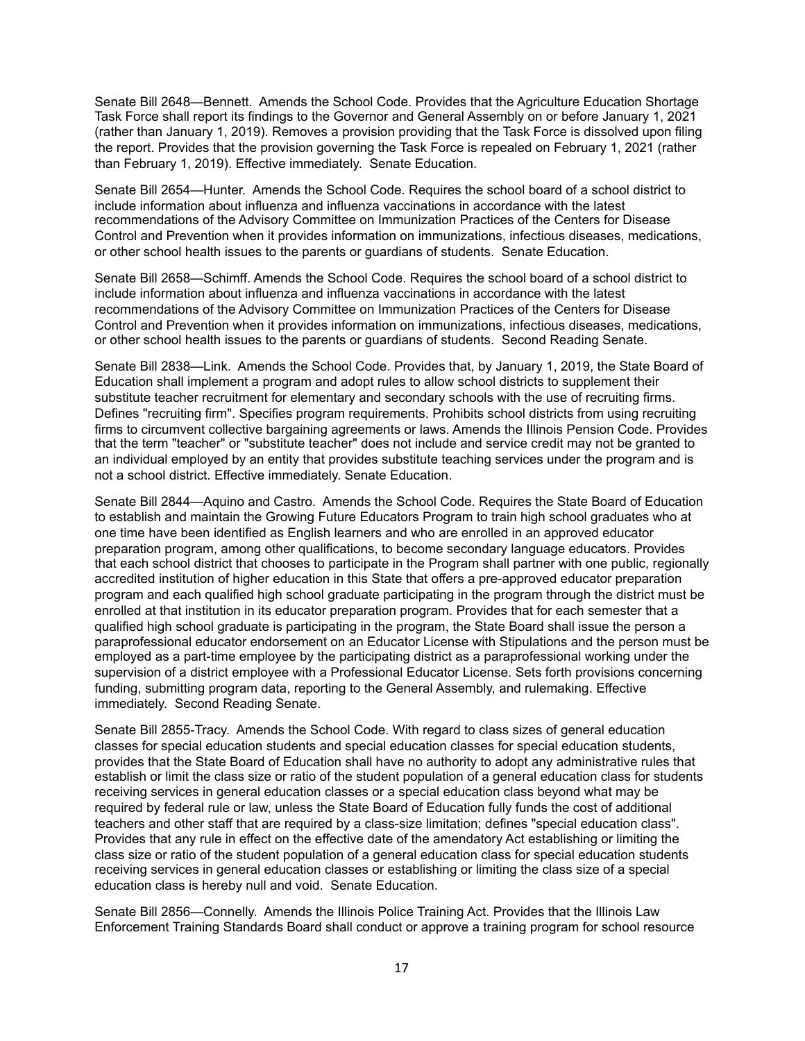Senate Bill 2648—Bennett. Amends the School Code. Provides that the Agriculture Education Shortage Task Force shall report its findings to the Governor and General Assembly on or before January 1, 2021 (rather than January 1, 2019). Removes a provision providing that the Task Force is dissolved upon filing the report. Provides that the provision governing the Task Force is repealed on February 1, 2021 (rather than February 1, 2019). Effective immediately. Senate Education.

Senate Bill 2654—Hunter. Amends the School Code. Requires the school board of a school district to include information about influenza and influenza vaccinations in accordance with the latest recommendations of the Advisory Committee on Immunization Practices of the Centers for Disease Control and Prevention when it provides information on immunizations, infectious diseases, medications, or other school health issues to the parents or guardians of students. Senate Education.

Senate Bill 2658—Schimff. Amends the School Code. Requires the school board of a school district to include information about influenza and influenza vaccinations in accordance with the latest recommendations of the Advisory Committee on Immunization Practices of the Centers for Disease Control and Prevention when it provides information on immunizations, infectious diseases, medications, or other school health issues to the parents or guardians of students. Second Reading Senate.

Senate Bill 2838—Link. Amends the School Code. Provides that, by January 1, 2019, the State Board of Education shall implement a program and adopt rules to allow school districts to supplement their substitute teacher recruitment for elementary and secondary schools with the use of recruiting firms. Defines "recruiting firm". Specifies program requirements. Prohibits school districts from using recruiting firms to circumvent collective bargaining agreements or laws. Amends the Illinois Pension Code. Provides that the term "teacher" or "substitute teacher" does not include and service credit may not be granted to an individual employed by an entity that provides substitute teaching services under the program and is not a school district. Effective immediately. Senate Education.

Senate Bill 2844—Aquino and Castro. Amends the School Code. Requires the State Board of Education to establish and maintain the Growing Future Educators Program to train high school graduates who at one time have been identified as English learners and who are enrolled in an approved educator preparation program, among other qualifications, to become secondary language educators. Provides that each school district that chooses to participate in the Program shall partner with one public, regionally accredited institution of higher education in this State that offers a pre-approved educator preparation program and each qualified high school graduate participating in the program through the district must be enrolled at that institution in its educator preparation program. Provides that for each semester that a qualified high school graduate is participating in the program, the State Board shall issue the person a paraprofessional educator endorsement on an Educator License with Stipulations and the person must be employed as a part-time employee by the participating district as a paraprofessional working under the supervision of a district employee with a Professional Educator License. Sets forth provisions concerning funding, submitting program data, reporting to the General Assembly, and rulemaking. Effective immediately. Second Reading Senate.

Senate Bill 2855-Tracy. Amends the School Code. With regard to class sizes of general education classes for special education students and special education classes for special education students, provides that the State Board of Education shall have no authority to adopt any administrative rules that establish or limit the class size or ratio of the student population of a general education class for students receiving services in general education classes or a special education class beyond what may be required by federal rule or law, unless the State Board of Education fully funds the cost of additional teachers and other staff that are required by a class-size limitation; defines "special education class". Provides that any rule in effect on the effective date of the amendatory Act establishing or limiting the class size or ratio of the student population of a general education class for special education students receiving services in general education classes or establishing or limiting the class size of a special education class is hereby null and void. Senate Education.

Senate Bill 2856—Connelly. Amends the Illinois Police Training Act. Provides that the Illinois Law Enforcement Training Standards Board shall conduct or approve a training program for school resource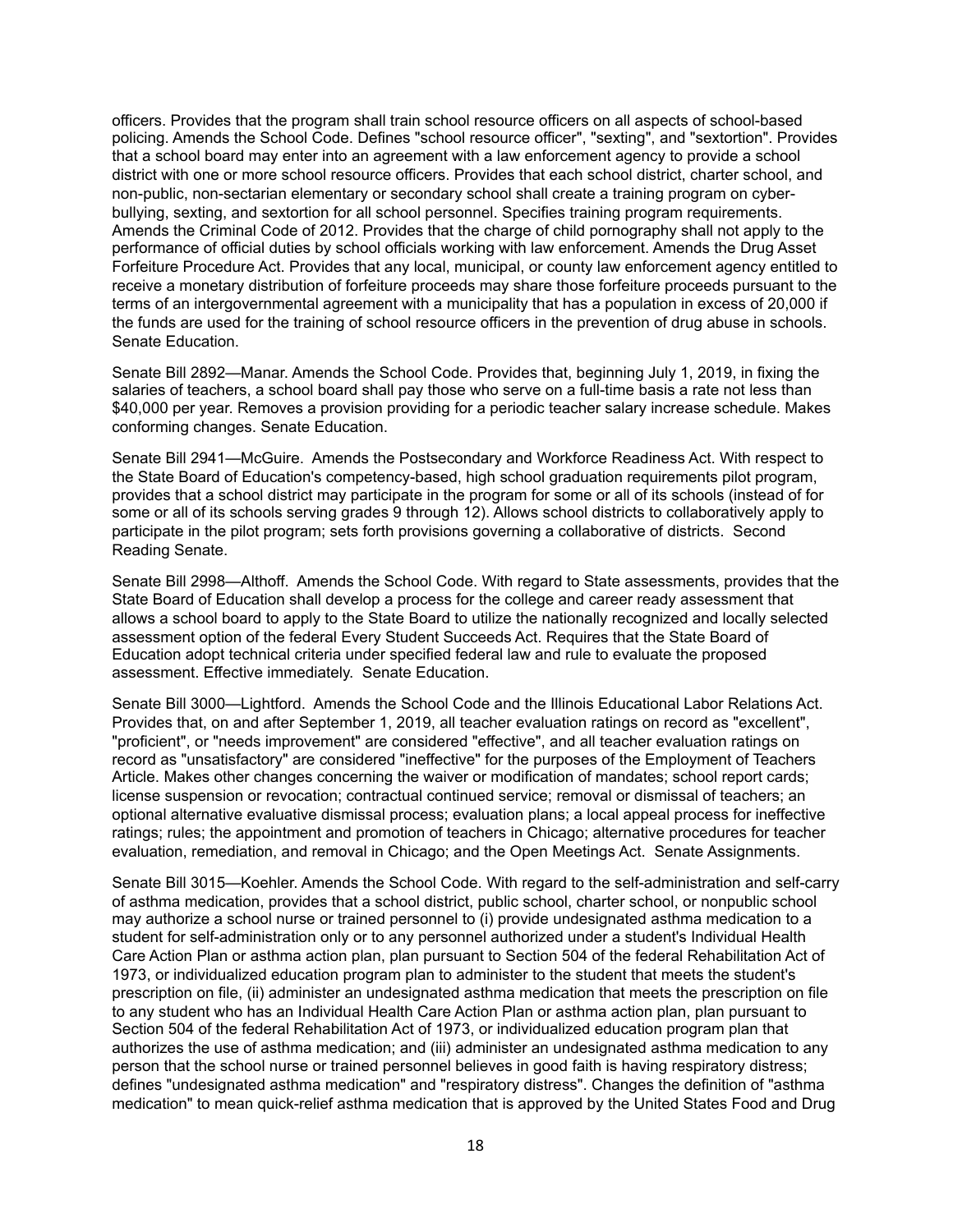officers. Provides that the program shall train school resource officers on all aspects of school-based policing. Amends the School Code. Defines "school resource officer", "sexting", and "sextortion". Provides that a school board may enter into an agreement with a law enforcement agency to provide a school district with one or more school resource officers. Provides that each school district, charter school, and non-public, non-sectarian elementary or secondary school shall create a training program on cyber-bullying, sexting, and sextortion for all school personnel. Specifies training program requirements. Amends the Criminal Code of 2012. Provides that the charge of child pornography shall not apply to the performance of official duties by school officials working with law enforcement. Amends the Drug Asset Forfeiture Procedure Act. Provides that any local, municipal, or county law enforcement agency entitled to receive a monetary distribution of forfeiture proceeds may share those forfeiture proceeds pursuant to the terms of an intergovernmental agreement with a municipality that has a population in excess of 20,000 if the funds are used for the training of school resource officers in the prevention of drug abuse in schools. Senate Education.

Senate Bill 2892—Manar. Amends the School Code. Provides that, beginning July 1, 2019, in fixing the salaries of teachers, a school board shall pay those who serve on a full-time basis a rate not less than $40,000 per year. Removes a provision providing for a periodic teacher salary increase schedule. Makes conforming changes. Senate Education.

Senate Bill 2941—McGuire. Amends the Postsecondary and Workforce Readiness Act. With respect to the State Board of Education's competency-based, high school graduation requirements pilot program, provides that a school district may participate in the program for some or all of its schools (instead of for some or all of its schools serving grades 9 through 12). Allows school districts to collaboratively apply to participate in the pilot program; sets forth provisions governing a collaborative of districts. Second Reading Senate.

Senate Bill 2998—Althoff. Amends the School Code. With regard to State assessments, provides that the State Board of Education shall develop a process for the college and career ready assessment that allows a school board to apply to the State Board to utilize the nationally recognized and locally selected assessment option of the federal Every Student Succeeds Act. Requires that the State Board of Education adopt technical criteria under specified federal law and rule to evaluate the proposed assessment. Effective immediately. Senate Education.

Senate Bill 3000—Lightford. Amends the School Code and the Illinois Educational Labor Relations Act. Provides that, on and after September 1, 2019, all teacher evaluation ratings on record as "excellent", "proficient", or "needs improvement" are considered "effective", and all teacher evaluation ratings on record as "unsatisfactory" are considered "ineffective" for the purposes of the Employment of Teachers Article. Makes other changes concerning the waiver or modification of mandates; school report cards; license suspension or revocation; contractual continued service; removal or dismissal of teachers; an optional alternative evaluative dismissal process; evaluation plans; a local appeal process for ineffective ratings; rules; the appointment and promotion of teachers in Chicago; alternative procedures for teacher evaluation, remediation, and removal in Chicago; and the Open Meetings Act. Senate Assignments.

Senate Bill 3015—Koehler. Amends the School Code. With regard to the self-administration and self-carry of asthma medication, provides that a school district, public school, charter school, or nonpublic school may authorize a school nurse or trained personnel to (i) provide undesignated asthma medication to a student for self-administration only or to any personnel authorized under a student's Individual Health Care Action Plan or asthma action plan, plan pursuant to Section 504 of the federal Rehabilitation Act of 1973, or individualized education program plan to administer to the student that meets the student's prescription on file, (ii) administer an undesignated asthma medication that meets the prescription on file to any student who has an Individual Health Care Action Plan or asthma action plan, plan pursuant to Section 504 of the federal Rehabilitation Act of 1973, or individualized education program plan that authorizes the use of asthma medication; and (iii) administer an undesignated asthma medication to any person that the school nurse or trained personnel believes in good faith is having respiratory distress; defines "undesignated asthma medication" and "respiratory distress". Changes the definition of "asthma medication" to mean quick-relief asthma medication that is approved by the United States Food and Drug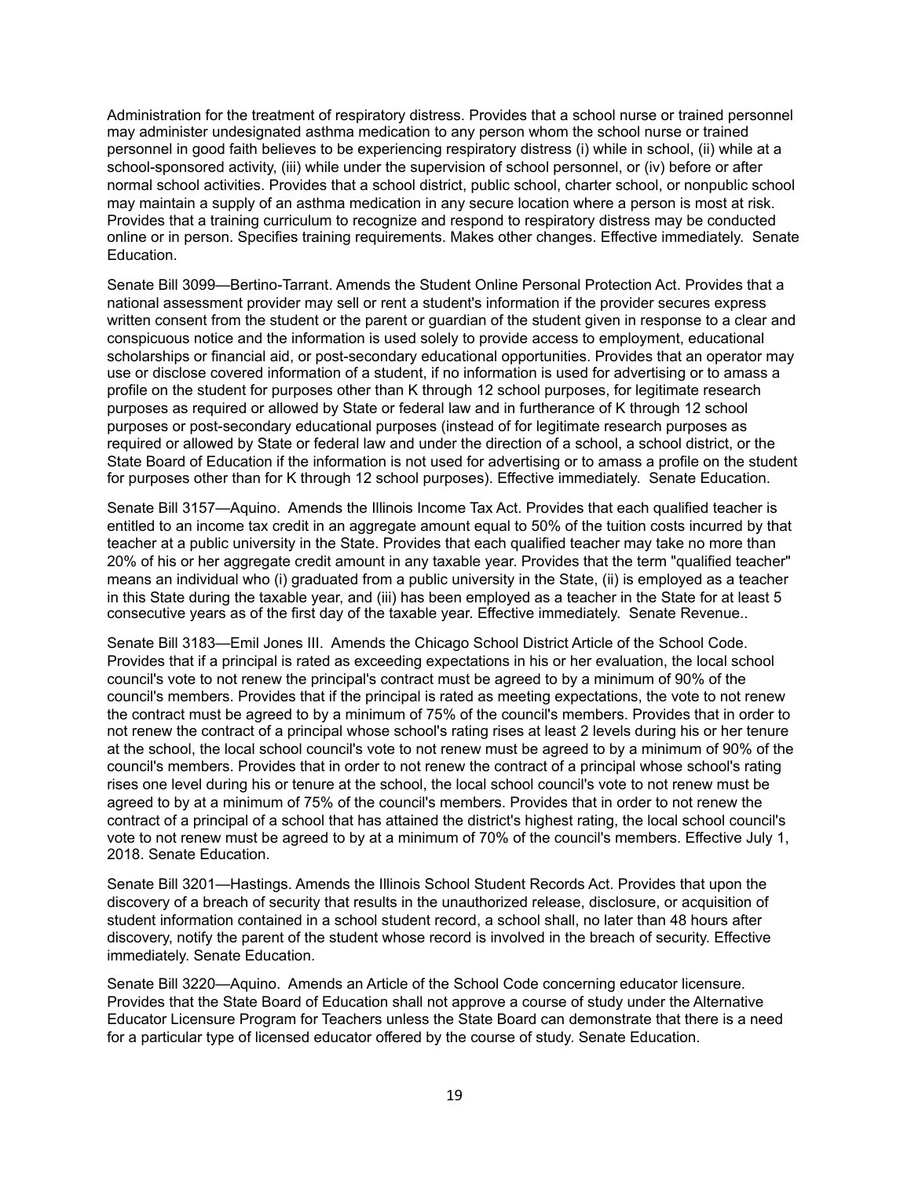Administration for the treatment of respiratory distress. Provides that a school nurse or trained personnel may administer undesignated asthma medication to any person whom the school nurse or trained personnel in good faith believes to be experiencing respiratory distress (i) while in school, (ii) while at a school-sponsored activity, (iii) while under the supervision of school personnel, or (iv) before or after normal school activities. Provides that a school district, public school, charter school, or nonpublic school may maintain a supply of an asthma medication in any secure location where a person is most at risk. Provides that a training curriculum to recognize and respond to respiratory distress may be conducted online or in person. Specifies training requirements. Makes other changes. Effective immediately. Senate Education.

Senate Bill 3099—Bertino-Tarrant. Amends the Student Online Personal Protection Act. Provides that a national assessment provider may sell or rent a student's information if the provider secures express written consent from the student or the parent or guardian of the student given in response to a clear and conspicuous notice and the information is used solely to provide access to employment, educational scholarships or financial aid, or post-secondary educational opportunities. Provides that an operator may use or disclose covered information of a student, if no information is used for advertising or to amass a profile on the student for purposes other than K through 12 school purposes, for legitimate research purposes as required or allowed by State or federal law and in furtherance of K through 12 school purposes or post-secondary educational purposes (instead of for legitimate research purposes as required or allowed by State or federal law and under the direction of a school, a school district, or the State Board of Education if the information is not used for advertising or to amass a profile on the student for purposes other than for K through 12 school purposes). Effective immediately. Senate Education.

Senate Bill 3157—Aquino. Amends the Illinois Income Tax Act. Provides that each qualified teacher is entitled to an income tax credit in an aggregate amount equal to 50% of the tuition costs incurred by that teacher at a public university in the State. Provides that each qualified teacher may take no more than 20% of his or her aggregate credit amount in any taxable year. Provides that the term "qualified teacher" means an individual who (i) graduated from a public university in the State, (ii) is employed as a teacher in this State during the taxable year, and (iii) has been employed as a teacher in the State for at least 5 consecutive years as of the first day of the taxable year. Effective immediately. Senate Revenue..

Senate Bill 3183—Emil Jones III. Amends the Chicago School District Article of the School Code. Provides that if a principal is rated as exceeding expectations in his or her evaluation, the local school council's vote to not renew the principal's contract must be agreed to by a minimum of 90% of the council's members. Provides that if the principal is rated as meeting expectations, the vote to not renew the contract must be agreed to by a minimum of 75% of the council's members. Provides that in order to not renew the contract of a principal whose school's rating rises at least 2 levels during his or her tenure at the school, the local school council's vote to not renew must be agreed to by a minimum of 90% of the council's members. Provides that in order to not renew the contract of a principal whose school's rating rises one level during his or tenure at the school, the local school council's vote to not renew must be agreed to by at a minimum of 75% of the council's members. Provides that in order to not renew the contract of a principal of a school that has attained the district's highest rating, the local school council's vote to not renew must be agreed to by at a minimum of 70% of the council's members. Effective July 1, 2018. Senate Education.

Senate Bill 3201—Hastings. Amends the Illinois School Student Records Act. Provides that upon the discovery of a breach of security that results in the unauthorized release, disclosure, or acquisition of student information contained in a school student record, a school shall, no later than 48 hours after discovery, notify the parent of the student whose record is involved in the breach of security. Effective immediately. Senate Education.

Senate Bill 3220—Aquino. Amends an Article of the School Code concerning educator licensure. Provides that the State Board of Education shall not approve a course of study under the Alternative Educator Licensure Program for Teachers unless the State Board can demonstrate that there is a need for a particular type of licensed educator offered by the course of study. Senate Education.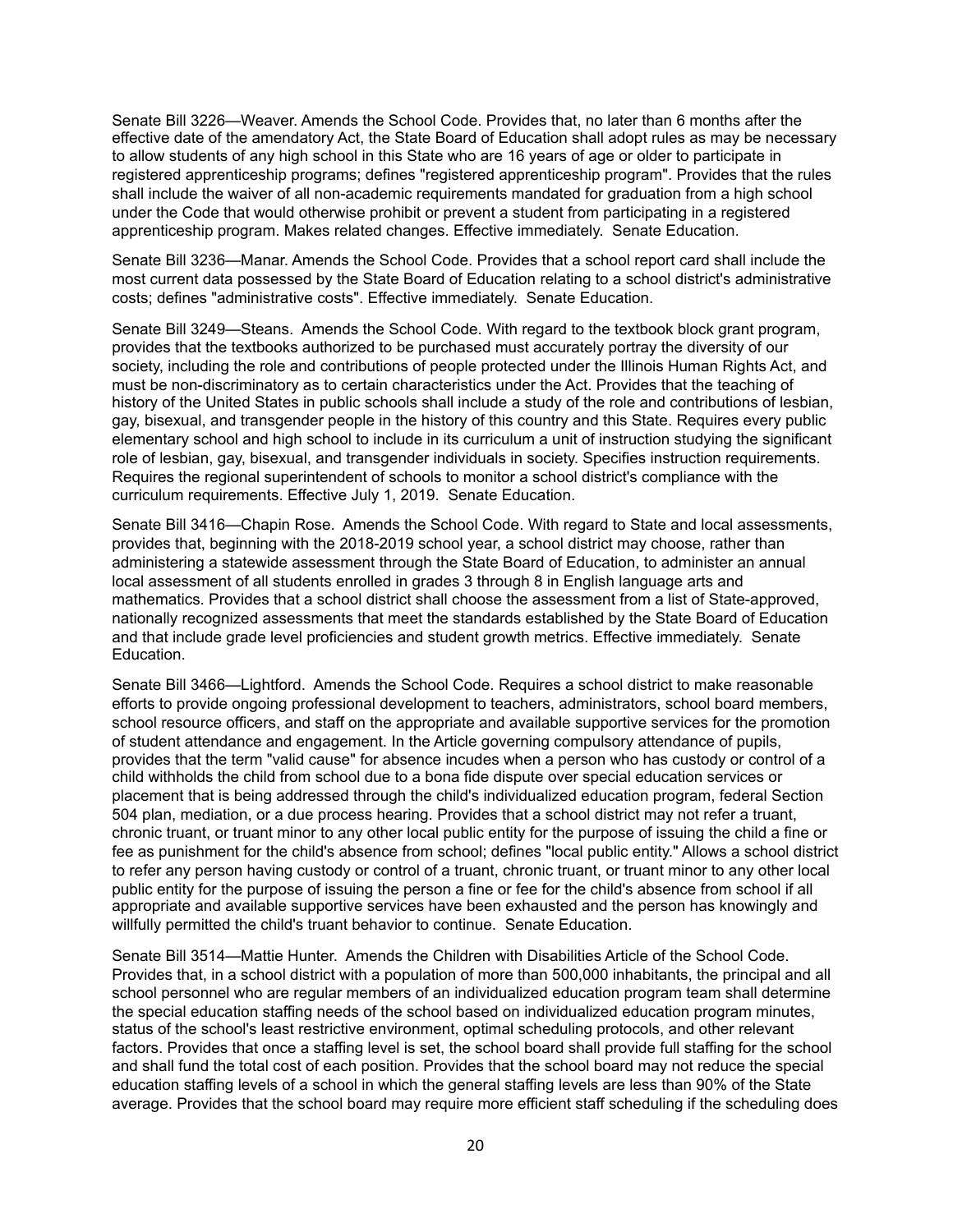Senate Bill 3226—Weaver. Amends the School Code. Provides that, no later than 6 months after the effective date of the amendatory Act, the State Board of Education shall adopt rules as may be necessary to allow students of any high school in this State who are 16 years of age or older to participate in registered apprenticeship programs; defines "registered apprenticeship program". Provides that the rules shall include the waiver of all non-academic requirements mandated for graduation from a high school under the Code that would otherwise prohibit or prevent a student from participating in a registered apprenticeship program. Makes related changes. Effective immediately. Senate Education.

Senate Bill 3236—Manar. Amends the School Code. Provides that a school report card shall include the most current data possessed by the State Board of Education relating to a school district's administrative costs; defines "administrative costs". Effective immediately. Senate Education.

Senate Bill 3249—Steans. Amends the School Code. With regard to the textbook block grant program, provides that the textbooks authorized to be purchased must accurately portray the diversity of our society, including the role and contributions of people protected under the Illinois Human Rights Act, and must be non-discriminatory as to certain characteristics under the Act. Provides that the teaching of history of the United States in public schools shall include a study of the role and contributions of lesbian, gay, bisexual, and transgender people in the history of this country and this State. Requires every public elementary school and high school to include in its curriculum a unit of instruction studying the significant role of lesbian, gay, bisexual, and transgender individuals in society. Specifies instruction requirements. Requires the regional superintendent of schools to monitor a school district's compliance with the curriculum requirements. Effective July 1, 2019. Senate Education.

Senate Bill 3416—Chapin Rose. Amends the School Code. With regard to State and local assessments, provides that, beginning with the 2018-2019 school year, a school district may choose, rather than administering a statewide assessment through the State Board of Education, to administer an annual local assessment of all students enrolled in grades 3 through 8 in English language arts and mathematics. Provides that a school district shall choose the assessment from a list of State-approved, nationally recognized assessments that meet the standards established by the State Board of Education and that include grade level proficiencies and student growth metrics. Effective immediately. Senate Education.

Senate Bill 3466—Lightford. Amends the School Code. Requires a school district to make reasonable efforts to provide ongoing professional development to teachers, administrators, school board members, school resource officers, and staff on the appropriate and available supportive services for the promotion of student attendance and engagement. In the Article governing compulsory attendance of pupils, provides that the term "valid cause" for absence incudes when a person who has custody or control of a child withholds the child from school due to a bona fide dispute over special education services or placement that is being addressed through the child's individualized education program, federal Section 504 plan, mediation, or a due process hearing. Provides that a school district may not refer a truant, chronic truant, or truant minor to any other local public entity for the purpose of issuing the child a fine or fee as punishment for the child's absence from school; defines "local public entity." Allows a school district to refer any person having custody or control of a truant, chronic truant, or truant minor to any other local public entity for the purpose of issuing the person a fine or fee for the child's absence from school if all appropriate and available supportive services have been exhausted and the person has knowingly and willfully permitted the child's truant behavior to continue. Senate Education.

Senate Bill 3514—Mattie Hunter. Amends the Children with Disabilities Article of the School Code. Provides that, in a school district with a population of more than 500,000 inhabitants, the principal and all school personnel who are regular members of an individualized education program team shall determine the special education staffing needs of the school based on individualized education program minutes, status of the school's least restrictive environment, optimal scheduling protocols, and other relevant factors. Provides that once a staffing level is set, the school board shall provide full staffing for the school and shall fund the total cost of each position. Provides that the school board may not reduce the special education staffing levels of a school in which the general staffing levels are less than 90% of the State average. Provides that the school board may require more efficient staff scheduling if the scheduling does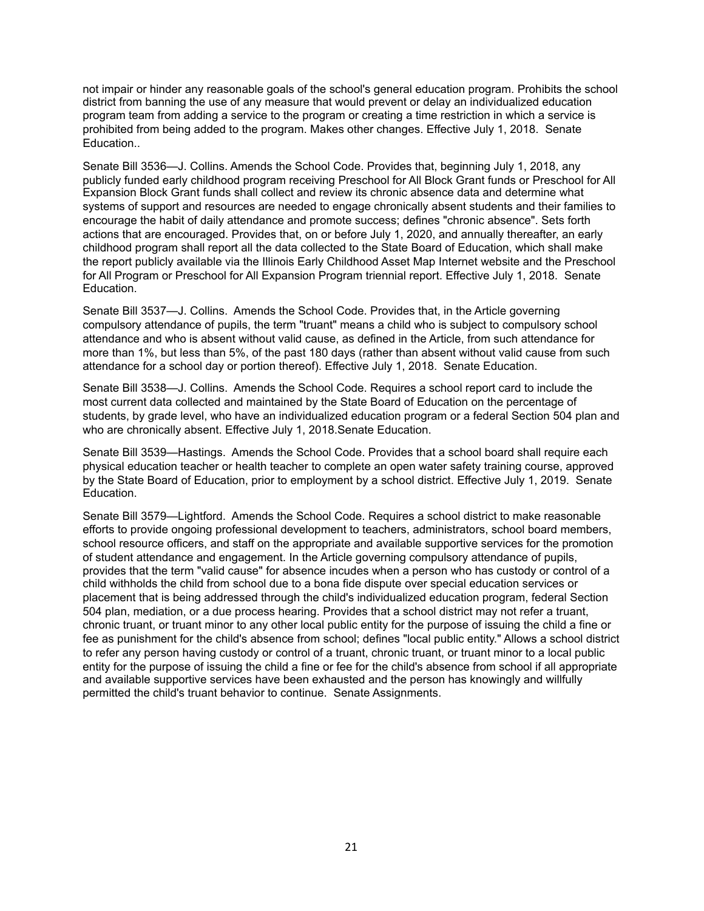not impair or hinder any reasonable goals of the school's general education program. Prohibits the school district from banning the use of any measure that would prevent or delay an individualized education program team from adding a service to the program or creating a time restriction in which a service is prohibited from being added to the program. Makes other changes. Effective July 1, 2018. Senate Education..

Senate Bill 3536—J. Collins. Amends the School Code. Provides that, beginning July 1, 2018, any publicly funded early childhood program receiving Preschool for All Block Grant funds or Preschool for All Expansion Block Grant funds shall collect and review its chronic absence data and determine what systems of support and resources are needed to engage chronically absent students and their families to encourage the habit of daily attendance and promote success; defines "chronic absence". Sets forth actions that are encouraged. Provides that, on or before July 1, 2020, and annually thereafter, an early childhood program shall report all the data collected to the State Board of Education, which shall make the report publicly available via the Illinois Early Childhood Asset Map Internet website and the Preschool for All Program or Preschool for All Expansion Program triennial report. Effective July 1, 2018. Senate Education.

Senate Bill 3537—J. Collins. Amends the School Code. Provides that, in the Article governing compulsory attendance of pupils, the term "truant" means a child who is subject to compulsory school attendance and who is absent without valid cause, as defined in the Article, from such attendance for more than 1%, but less than 5%, of the past 180 days (rather than absent without valid cause from such attendance for a school day or portion thereof). Effective July 1, 2018. Senate Education.

Senate Bill 3538—J. Collins. Amends the School Code. Requires a school report card to include the most current data collected and maintained by the State Board of Education on the percentage of students, by grade level, who have an individualized education program or a federal Section 504 plan and who are chronically absent. Effective July 1, 2018.Senate Education.

Senate Bill 3539—Hastings. Amends the School Code. Provides that a school board shall require each physical education teacher or health teacher to complete an open water safety training course, approved by the State Board of Education, prior to employment by a school district. Effective July 1, 2019. Senate Education.

Senate Bill 3579—Lightford. Amends the School Code. Requires a school district to make reasonable efforts to provide ongoing professional development to teachers, administrators, school board members, school resource officers, and staff on the appropriate and available supportive services for the promotion of student attendance and engagement. In the Article governing compulsory attendance of pupils, provides that the term "valid cause" for absence incudes when a person who has custody or control of a child withholds the child from school due to a bona fide dispute over special education services or placement that is being addressed through the child's individualized education program, federal Section 504 plan, mediation, or a due process hearing. Provides that a school district may not refer a truant, chronic truant, or truant minor to any other local public entity for the purpose of issuing the child a fine or fee as punishment for the child's absence from school; defines "local public entity." Allows a school district to refer any person having custody or control of a truant, chronic truant, or truant minor to a local public entity for the purpose of issuing the child a fine or fee for the child's absence from school if all appropriate and available supportive services have been exhausted and the person has knowingly and willfully permitted the child's truant behavior to continue. Senate Assignments.